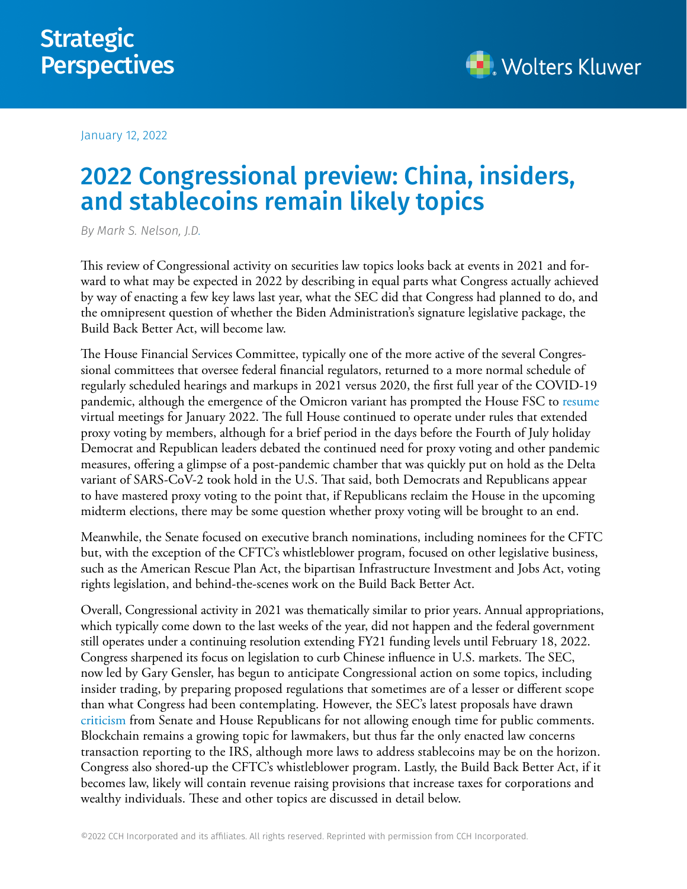Strategic Perspectives

January 12, 2022

# 2022 Congressional preview: China, insiders, and stablecoins remain likely topics

*By Mark S. Nelson, J.D.*

This review of Congressional activity on securities law topics looks back at events in 2021 and forward to what may be expected in 2022 by describing in equal parts what Congress actually achieved by way of enacting a few key laws last year, what the SEC did that Congress had planned to do, and the omnipresent question of whether the Biden Administration's signature legislative package, the Build Back Better Act, will become law.

The House Financial Services Committee, typically one of the more active of the several Congressional committees that oversee federal financial regulators, returned to a more normal schedule of regularly scheduled hearings and markups in 2021 versus 2020, the first full year of the COVID-19 pandemic, although the emergence of the Omicron variant has prompted the House FSC to resume virtual meetings for January 2022. The full House continued to operate under rules that extended proxy voting by members, although for a brief period in the days before the Fourth of July holiday Democrat and Republican leaders debated the continued need for proxy voting and other pandemic measures, offering a glimpse of a post-pandemic chamber that was quickly put on hold as the Delta variant of SARS-CoV-2 took hold in the U.S. That said, both Democrats and Republicans appear to have mastered proxy voting to the point that, if Republicans reclaim the House in the upcoming midterm elections, there may be some question whether proxy voting will be brought to an end.

Meanwhile, the Senate focused on executive branch nominations, including nominees for the CFTC but, with the exception of the CFTC's whistleblower program, focused on other legislative business, such as the American Rescue Plan Act, the bipartisan Infrastructure Investment and Jobs Act, voting rights legislation, and behind-the-scenes work on the Build Back Better Act.

Overall, Congressional activity in 2021 was thematically similar to prior years. Annual appropriations, which typically come down to the last weeks of the year, did not happen and the federal government still operates under a continuing resolution extending FY21 funding levels until February 18, 2022. Congress sharpened its focus on legislation to curb Chinese influence in U.S. markets. The SEC, now led by Gary Gensler, has begun to anticipate Congressional action on some topics, including insider trading, by preparing proposed regulations that sometimes are of a lesser or different scope than what Congress had been contemplating. However, the SEC's latest proposals have drawn criticism from Senate and House Republicans for not allowing enough time for public comments. Blockchain remains a growing topic for lawmakers, but thus far the only enacted law concerns transaction reporting to the IRS, although more laws to address stablecoins may be on the horizon. Congress also shored-up the CFTC's whistleblower program. Lastly, the Build Back Better Act, if it becomes law, likely will contain revenue raising provisions that increase taxes for corporations and wealthy individuals. These and other topics are discussed in detail below.

©2022 CCH Incorporated and its affiliates. All rights reserved. Reprinted with permission from CCH Incorporated.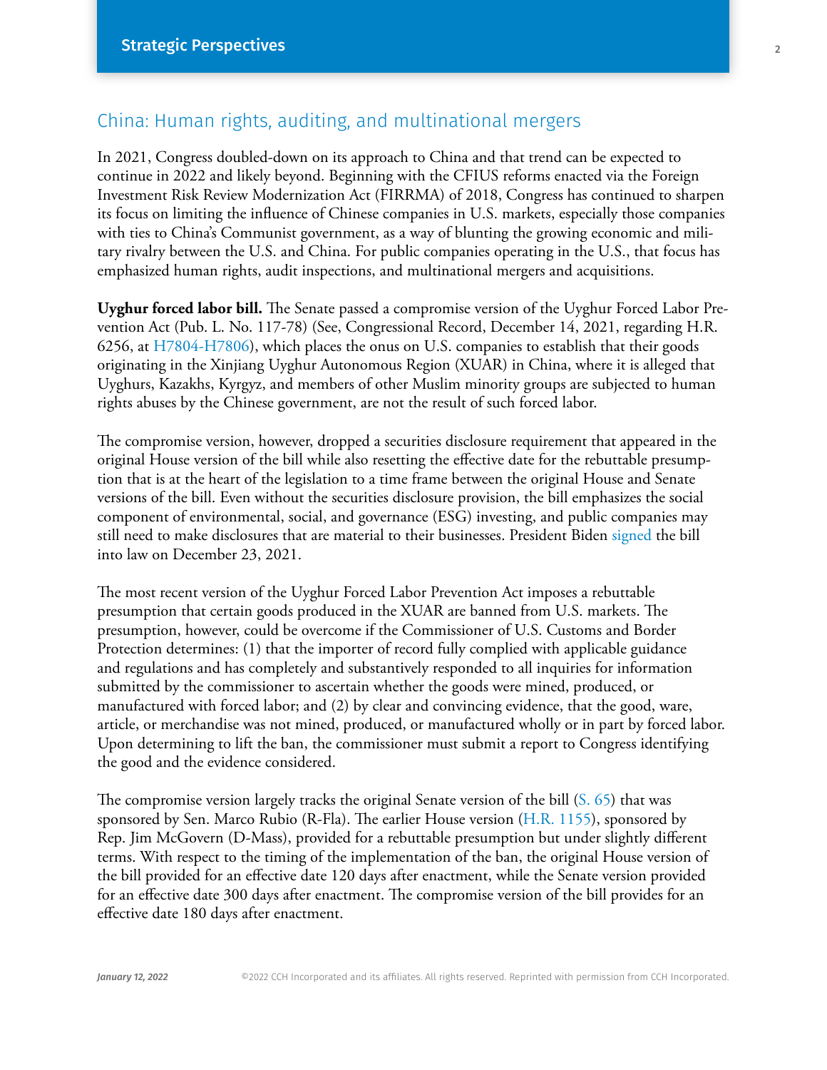## China: Human rights, auditing, and multinational mergers

In 2021, Congress doubled-down on its approach to China and that trend can be expected to continue in 2022 and likely beyond. Beginning with the CFIUS reforms enacted via the Foreign Investment Risk Review Modernization Act (FIRRMA) of 2018, Congress has continued to sharpen its focus on limiting the influence of Chinese companies in U.S. markets, especially those companies with ties to China's Communist government, as a way of blunting the growing economic and military rivalry between the U.S. and China. For public companies operating in the U.S., that focus has emphasized human rights, audit inspections, and multinational mergers and acquisitions.

**Uyghur forced labor bill.** The Senate passed a compromise version of the Uyghur Forced Labor Prevention Act (Pub. L. No. 117-78) (See, Congressional Record, December 14, 2021, regarding H.R. 6256, at H7804-H7806), which places the onus on U.S. companies to establish that their goods originating in the Xinjiang Uyghur Autonomous Region (XUAR) in China, where it is alleged that Uyghurs, Kazakhs, Kyrgyz, and members of other Muslim minority groups are subjected to human rights abuses by the Chinese government, are not the result of such forced labor.

The compromise version, however, dropped a securities disclosure requirement that appeared in the original House version of the bill while also resetting the effective date for the rebuttable presumption that is at the heart of the legislation to a time frame between the original House and Senate versions of the bill. Even without the securities disclosure provision, the bill emphasizes the social component of environmental, social, and governance (ESG) investing, and public companies may still need to make disclosures that are material to their businesses. President Biden signed the bill into law on December 23, 2021.

The most recent version of the Uyghur Forced Labor Prevention Act imposes a rebuttable presumption that certain goods produced in the XUAR are banned from U.S. markets. The presumption, however, could be overcome if the Commissioner of U.S. Customs and Border Protection determines: (1) that the importer of record fully complied with applicable guidance and regulations and has completely and substantively responded to all inquiries for information submitted by the commissioner to ascertain whether the goods were mined, produced, or manufactured with forced labor; and (2) by clear and convincing evidence, that the good, ware, article, or merchandise was not mined, produced, or manufactured wholly or in part by forced labor. Upon determining to lift the ban, the commissioner must submit a report to Congress identifying the good and the evidence considered.

The compromise version largely tracks the original Senate version of the bill (S. 65) that was sponsored by Sen. Marco Rubio (R-Fla). The earlier House version (H.R. 1155), sponsored by Rep. Jim McGovern (D-Mass), provided for a rebuttable presumption but under slightly different terms. With respect to the timing of the implementation of the ban, the original House version of the bill provided for an effective date 120 days after enactment, while the Senate version provided for an effective date 300 days after enactment. The compromise version of the bill provides for an effective date 180 days after enactment.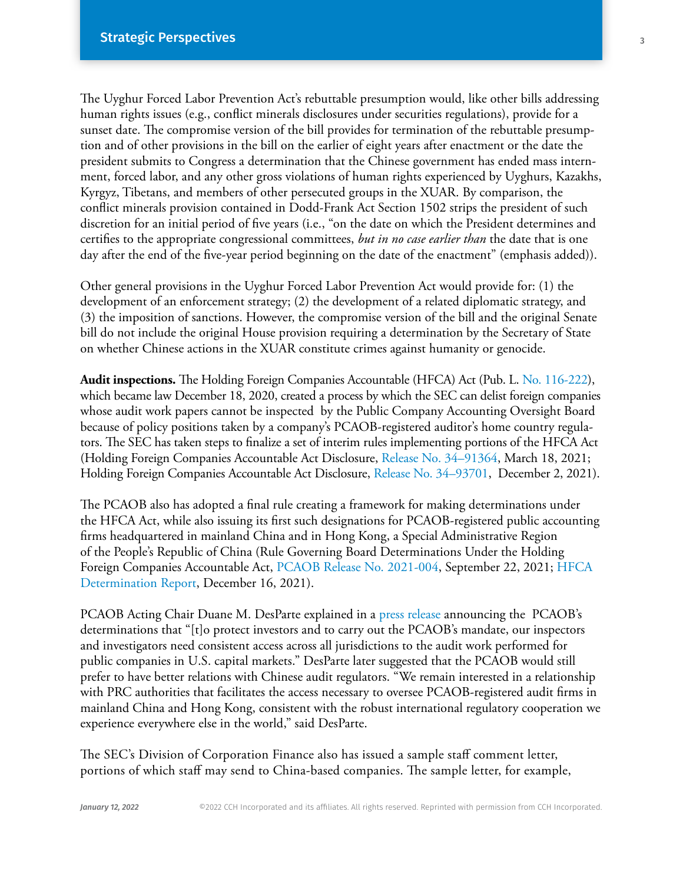The Uyghur Forced Labor Prevention Act's rebuttable presumption would, like other bills addressing human rights issues (e.g., conflict minerals disclosures under securities regulations), provide for a sunset date. The compromise version of the bill provides for termination of the rebuttable presumption and of other provisions in the bill on the earlier of eight years after enactment or the date the president submits to Congress a determination that the Chinese government has ended mass internment, forced labor, and any other gross violations of human rights experienced by Uyghurs, Kazakhs, Kyrgyz, Tibetans, and members of other persecuted groups in the XUAR. By comparison, the conflict minerals provision contained in Dodd-Frank Act Section 1502 strips the president of such discretion for an initial period of five years (i.e., "on the date on which the President determines and certifies to the appropriate congressional committees, *but in no case earlier than* the date that is one day after the end of the five-year period beginning on the date of the enactment" (emphasis added)).

Other general provisions in the Uyghur Forced Labor Prevention Act would provide for: (1) the development of an enforcement strategy; (2) the development of a related diplomatic strategy, and (3) the imposition of sanctions. However, the compromise version of the bill and the original Senate bill do not include the original House provision requiring a determination by the Secretary of State on whether Chinese actions in the XUAR constitute crimes against humanity or genocide.

**Audit inspections.** The Holding Foreign Companies Accountable (HFCA) Act (Pub. L. No. 116-222), which became law December 18, 2020, created a process by which the SEC can delist foreign companies whose audit work papers cannot be inspected by the Public Company Accounting Oversight Board because of policy positions taken by a company's PCAOB-registered auditor's home country regulators. The SEC has taken steps to finalize a set of interim rules implementing portions of the HFCA Act (Holding Foreign Companies Accountable Act Disclosure, Release No. 34–91364, March 18, 2021; Holding Foreign Companies Accountable Act Disclosure, Release No. 34–93701, December 2, 2021).

The PCAOB also has adopted a final rule creating a framework for making determinations under the HFCA Act, while also issuing its first such designations for PCAOB-registered public accounting firms headquartered in mainland China and in Hong Kong, a Special Administrative Region of the People's Republic of China (Rule Governing Board Determinations Under the Holding Foreign Companies Accountable Act, PCAOB Release No. 2021-004, September 22, 2021; HFCA Determination Report, December 16, 2021).

PCAOB Acting Chair Duane M. DesParte explained in a press release announcing the PCAOB's determinations that "[t]o protect investors and to carry out the PCAOB's mandate, our inspectors and investigators need consistent access across all jurisdictions to the audit work performed for public companies in U.S. capital markets." DesParte later suggested that the PCAOB would still prefer to have better relations with Chinese audit regulators. "We remain interested in a relationship with PRC authorities that facilitates the access necessary to oversee PCAOB-registered audit firms in mainland China and Hong Kong, consistent with the robust international regulatory cooperation we experience everywhere else in the world," said DesParte.

The SEC's Division of Corporation Finance also has issued a sample staff comment letter, portions of which staff may send to China-based companies. The sample letter, for example,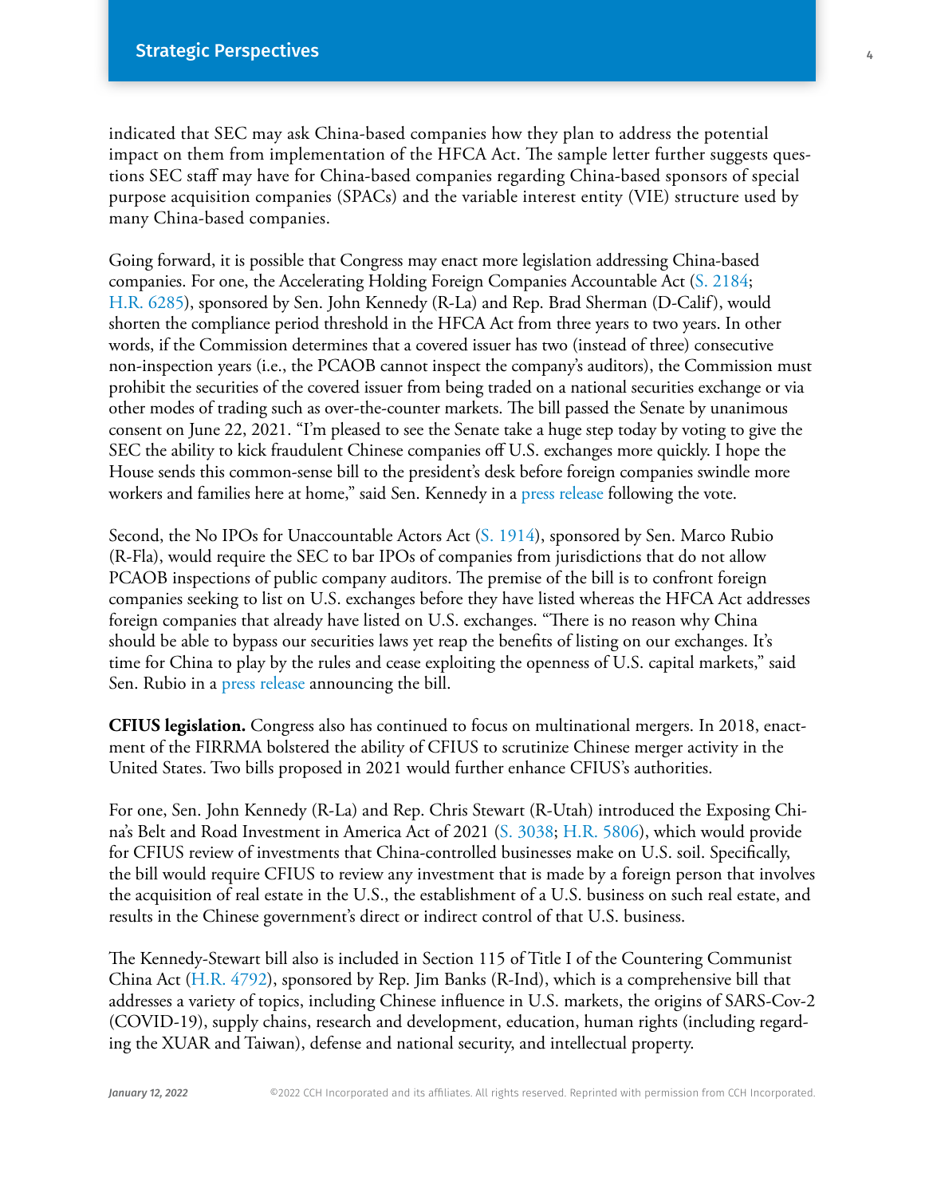indicated that SEC may ask China-based companies how they plan to address the potential impact on them from implementation of the HFCA Act. The sample letter further suggests questions SEC staff may have for China-based companies regarding China-based sponsors of special purpose acquisition companies (SPACs) and the variable interest entity (VIE) structure used by many China-based companies.

Going forward, it is possible that Congress may enact more legislation addressing China-based companies. For one, the Accelerating Holding Foreign Companies Accountable Act (S. 2184; H.R. 6285), sponsored by Sen. John Kennedy (R-La) and Rep. Brad Sherman (D-Calif), would shorten the compliance period threshold in the HFCA Act from three years to two years. In other words, if the Commission determines that a covered issuer has two (instead of three) consecutive non-inspection years (i.e., the PCAOB cannot inspect the company's auditors), the Commission must prohibit the securities of the covered issuer from being traded on a national securities exchange or via other modes of trading such as over-the-counter markets. The bill passed the Senate by unanimous consent on June 22, 2021. "I'm pleased to see the Senate take a huge step today by voting to give the SEC the ability to kick fraudulent Chinese companies off U.S. exchanges more quickly. I hope the House sends this common-sense bill to the president's desk before foreign companies swindle more workers and families here at home," said Sen. Kennedy in a press release following the vote.

Second, the No IPOs for Unaccountable Actors Act (S. 1914), sponsored by Sen. Marco Rubio (R-Fla), would require the SEC to bar IPOs of companies from jurisdictions that do not allow PCAOB inspections of public company auditors. The premise of the bill is to confront foreign companies seeking to list on U.S. exchanges before they have listed whereas the HFCA Act addresses foreign companies that already have listed on U.S. exchanges. "There is no reason why China should be able to bypass our securities laws yet reap the benefits of listing on our exchanges. It's time for China to play by the rules and cease exploiting the openness of U.S. capital markets," said Sen. Rubio in a press release announcing the bill.

**CFIUS legislation.** Congress also has continued to focus on multinational mergers. In 2018, enactment of the FIRRMA bolstered the ability of CFIUS to scrutinize Chinese merger activity in the United States. Two bills proposed in 2021 would further enhance CFIUS's authorities.

For one, Sen. John Kennedy (R-La) and Rep. Chris Stewart (R-Utah) introduced the Exposing China's Belt and Road Investment in America Act of 2021 (S. 3038; H.R. 5806), which would provide for CFIUS review of investments that China-controlled businesses make on U.S. soil. Specifically, the bill would require CFIUS to review any investment that is made by a foreign person that involves the acquisition of real estate in the U.S., the establishment of a U.S. business on such real estate, and results in the Chinese government's direct or indirect control of that U.S. business.

The Kennedy-Stewart bill also is included in Section 115 of Title I of the Countering Communist China Act (H.R. 4792), sponsored by Rep. Jim Banks (R-Ind), which is a comprehensive bill that addresses a variety of topics, including Chinese influence in U.S. markets, the origins of SARS-Cov-2 (COVID-19), supply chains, research and development, education, human rights (including regarding the XUAR and Taiwan), defense and national security, and intellectual property.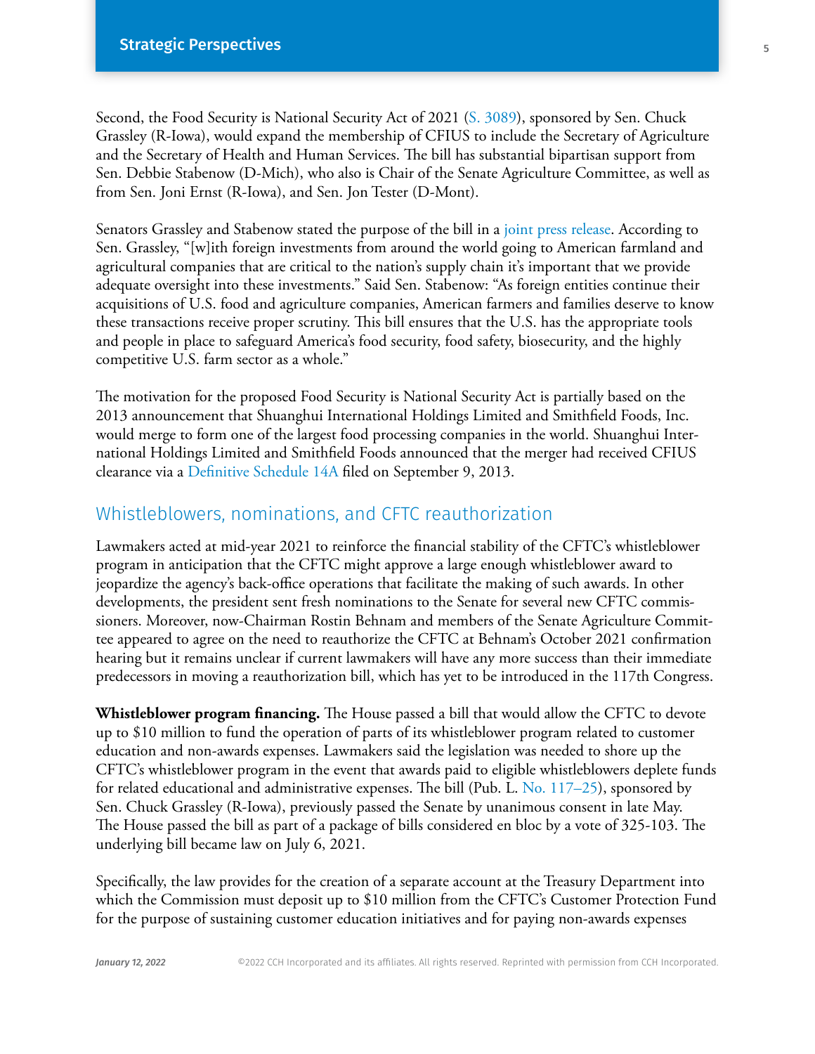Second, the Food Security is National Security Act of 2021 (S. 3089), sponsored by Sen. Chuck Grassley (R-Iowa), would expand the membership of CFIUS to include the Secretary of Agriculture and the Secretary of Health and Human Services. The bill has substantial bipartisan support from Sen. Debbie Stabenow (D-Mich), who also is Chair of the Senate Agriculture Committee, as well as from Sen. Joni Ernst (R-Iowa), and Sen. Jon Tester (D-Mont).

Senators Grassley and Stabenow stated the purpose of the bill in a joint press release. According to Sen. Grassley, "[w]ith foreign investments from around the world going to American farmland and agricultural companies that are critical to the nation's supply chain it's important that we provide adequate oversight into these investments." Said Sen. Stabenow: "As foreign entities continue their acquisitions of U.S. food and agriculture companies, American farmers and families deserve to know these transactions receive proper scrutiny. This bill ensures that the U.S. has the appropriate tools and people in place to safeguard America's food security, food safety, biosecurity, and the highly competitive U.S. farm sector as a whole."

The motivation for the proposed Food Security is National Security Act is partially based on the 2013 announcement that Shuanghui International Holdings Limited and Smithfield Foods, Inc. would merge to form one of the largest food processing companies in the world. Shuanghui International Holdings Limited and Smithfield Foods announced that the merger had received CFIUS clearance via a Definitive Schedule 14A filed on September 9, 2013.

## Whistleblowers, nominations, and CFTC reauthorization

Lawmakers acted at mid-year 2021 to reinforce the financial stability of the CFTC's whistleblower program in anticipation that the CFTC might approve a large enough whistleblower award to jeopardize the agency's back-office operations that facilitate the making of such awards. In other developments, the president sent fresh nominations to the Senate for several new CFTC commissioners. Moreover, now-Chairman Rostin Behnam and members of the Senate Agriculture Committee appeared to agree on the need to reauthorize the CFTC at Behnam's October 2021 confirmation hearing but it remains unclear if current lawmakers will have any more success than their immediate predecessors in moving a reauthorization bill, which has yet to be introduced in the 117th Congress.

**Whistleblower program financing.** The House passed a bill that would allow the CFTC to devote up to $10 million to fund the operation of parts of its whistleblower program related to customer education and non-awards expenses. Lawmakers said the legislation was needed to shore up the CFTC's whistleblower program in the event that awards paid to eligible whistleblowers deplete funds for related educational and administrative expenses. The bill (Pub. L. No. 117–25), sponsored by Sen. Chuck Grassley (R-Iowa), previously passed the Senate by unanimous consent in late May. The House passed the bill as part of a package of bills considered en bloc by a vote of 325-103. The underlying bill became law on July 6, 2021.

Specifically, the law provides for the creation of a separate account at the Treasury Department into which the Commission must deposit up to $10 million from the CFTC's Customer Protection Fund for the purpose of sustaining customer education initiatives and for paying non-awards expenses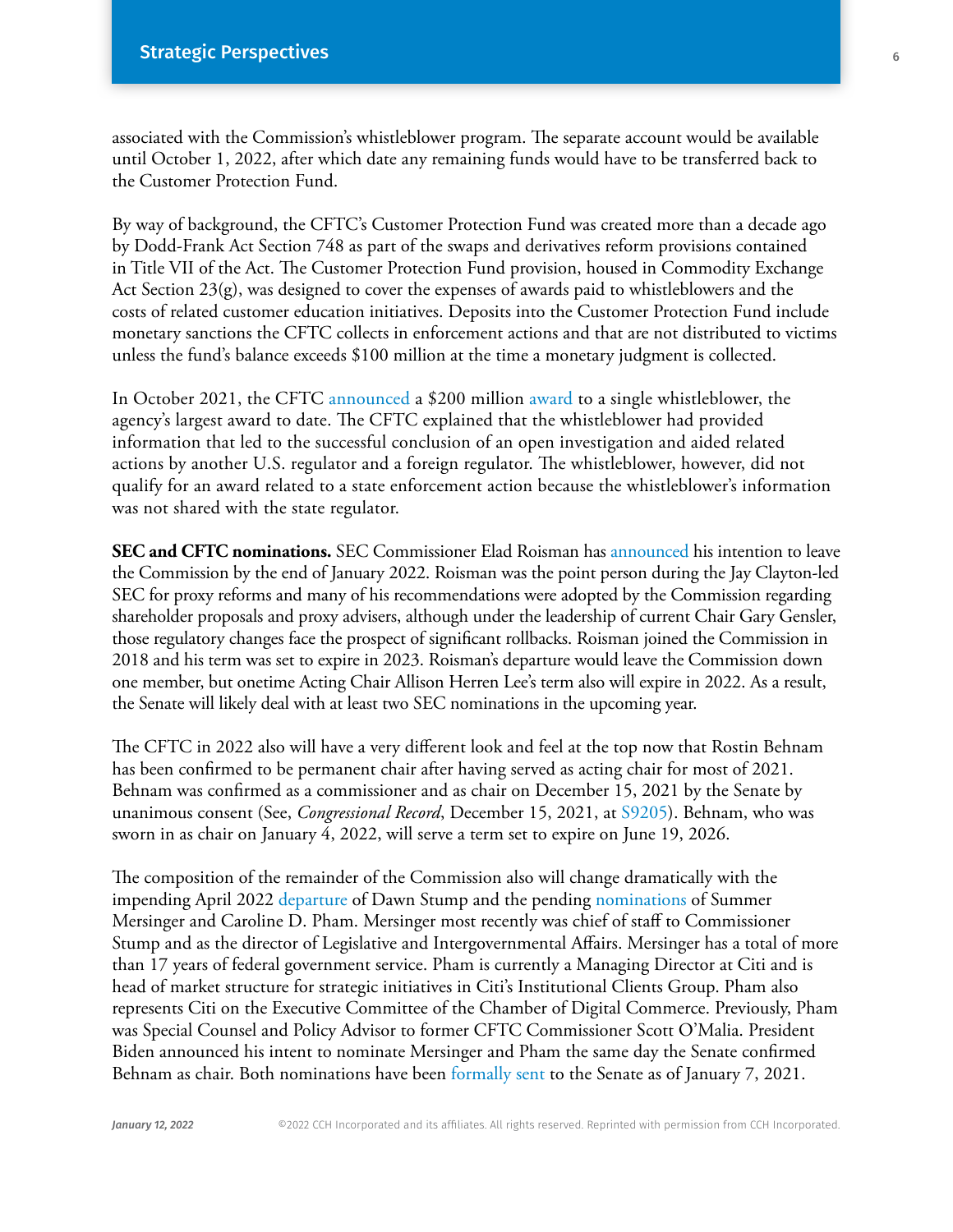associated with the Commission's whistleblower program. The separate account would be available until October 1, 2022, after which date any remaining funds would have to be transferred back to the Customer Protection Fund.

By way of background, the CFTC's Customer Protection Fund was created more than a decade ago by Dodd-Frank Act Section 748 as part of the swaps and derivatives reform provisions contained in Title VII of the Act. The Customer Protection Fund provision, housed in Commodity Exchange Act Section 23(g), was designed to cover the expenses of awards paid to whistleblowers and the costs of related customer education initiatives. Deposits into the Customer Protection Fund include monetary sanctions the CFTC collects in enforcement actions and that are not distributed to victims unless the fund's balance exceeds $100 million at the time a monetary judgment is collected.

In October 2021, the CFTC announced a $200 million award to a single whistleblower, the agency's largest award to date. The CFTC explained that the whistleblower had provided information that led to the successful conclusion of an open investigation and aided related actions by another U.S. regulator and a foreign regulator. The whistleblower, however, did not qualify for an award related to a state enforcement action because the whistleblower's information was not shared with the state regulator.

**SEC and CFTC nominations.** SEC Commissioner Elad Roisman has announced his intention to leave the Commission by the end of January 2022. Roisman was the point person during the Jay Clayton-led SEC for proxy reforms and many of his recommendations were adopted by the Commission regarding shareholder proposals and proxy advisers, although under the leadership of current Chair Gary Gensler, those regulatory changes face the prospect of significant rollbacks. Roisman joined the Commission in 2018 and his term was set to expire in 2023. Roisman's departure would leave the Commission down one member, but onetime Acting Chair Allison Herren Lee's term also will expire in 2022. As a result, the Senate will likely deal with at least two SEC nominations in the upcoming year.

The CFTC in 2022 also will have a very different look and feel at the top now that Rostin Behnam has been confirmed to be permanent chair after having served as acting chair for most of 2021. Behnam was confirmed as a commissioner and as chair on December 15, 2021 by the Senate by unanimous consent (See, *Congressional Record*, December 15, 2021, at S9205). Behnam, who was sworn in as chair on January 4, 2022, will serve a term set to expire on June 19, 2026.

The composition of the remainder of the Commission also will change dramatically with the impending April 2022 departure of Dawn Stump and the pending nominations of Summer Mersinger and Caroline D. Pham. Mersinger most recently was chief of staff to Commissioner Stump and as the director of Legislative and Intergovernmental Affairs. Mersinger has a total of more than 17 years of federal government service. Pham is currently a Managing Director at Citi and is head of market structure for strategic initiatives in Citi's Institutional Clients Group. Pham also represents Citi on the Executive Committee of the Chamber of Digital Commerce. Previously, Pham was Special Counsel and Policy Advisor to former CFTC Commissioner Scott O'Malia. President Biden announced his intent to nominate Mersinger and Pham the same day the Senate confirmed Behnam as chair. Both nominations have been formally sent to the Senate as of January 7, 2021.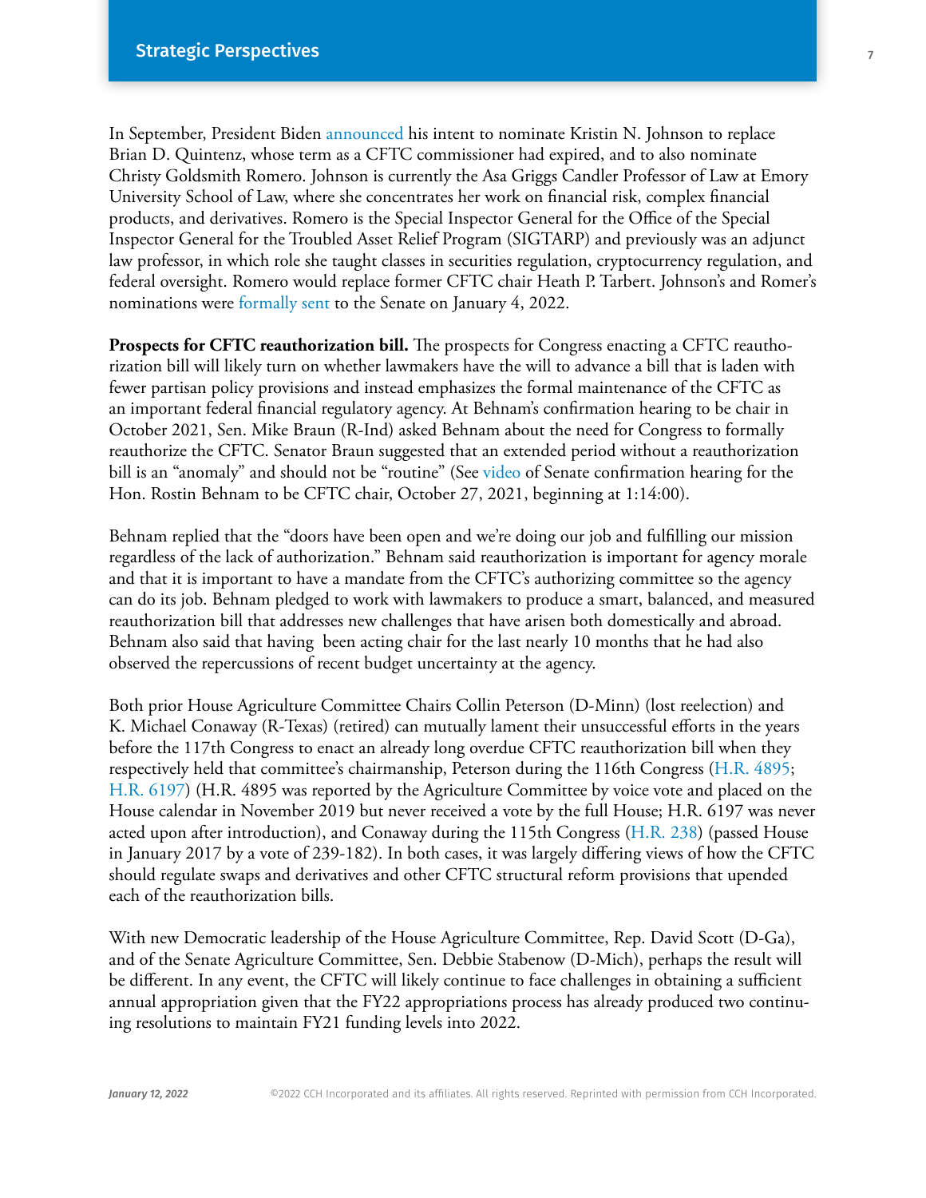In September, President Biden announced his intent to nominate Kristin N. Johnson to replace Brian D. Quintenz, whose term as a CFTC commissioner had expired, and to also nominate Christy Goldsmith Romero. Johnson is currently the Asa Griggs Candler Professor of Law at Emory University School of Law, where she concentrates her work on financial risk, complex financial products, and derivatives. Romero is the Special Inspector General for the Office of the Special Inspector General for the Troubled Asset Relief Program (SIGTARP) and previously was an adjunct law professor, in which role she taught classes in securities regulation, cryptocurrency regulation, and federal oversight. Romero would replace former CFTC chair Heath P. Tarbert. Johnson's and Romer's nominations were formally sent to the Senate on January 4, 2022.

**Prospects for CFTC reauthorization bill.** The prospects for Congress enacting a CFTC reauthorization bill will likely turn on whether lawmakers have the will to advance a bill that is laden with fewer partisan policy provisions and instead emphasizes the formal maintenance of the CFTC as an important federal financial regulatory agency. At Behnam's confirmation hearing to be chair in October 2021, Sen. Mike Braun (R-Ind) asked Behnam about the need for Congress to formally reauthorize the CFTC. Senator Braun suggested that an extended period without a reauthorization bill is an "anomaly" and should not be "routine" (See video of Senate confirmation hearing for the Hon. Rostin Behnam to be CFTC chair, October 27, 2021, beginning at 1:14:00).

Behnam replied that the "doors have been open and we're doing our job and fulfilling our mission regardless of the lack of authorization." Behnam said reauthorization is important for agency morale and that it is important to have a mandate from the CFTC's authorizing committee so the agency can do its job. Behnam pledged to work with lawmakers to produce a smart, balanced, and measured reauthorization bill that addresses new challenges that have arisen both domestically and abroad. Behnam also said that having been acting chair for the last nearly 10 months that he had also observed the repercussions of recent budget uncertainty at the agency.

Both prior House Agriculture Committee Chairs Collin Peterson (D-Minn) (lost reelection) and K. Michael Conaway (R-Texas) (retired) can mutually lament their unsuccessful efforts in the years before the 117th Congress to enact an already long overdue CFTC reauthorization bill when they respectively held that committee's chairmanship, Peterson during the 116th Congress (H.R. 4895; H.R. 6197) (H.R. 4895 was reported by the Agriculture Committee by voice vote and placed on the House calendar in November 2019 but never received a vote by the full House; H.R. 6197 was never acted upon after introduction), and Conaway during the 115th Congress (H.R. 238) (passed House in January 2017 by a vote of 239-182). In both cases, it was largely differing views of how the CFTC should regulate swaps and derivatives and other CFTC structural reform provisions that upended each of the reauthorization bills.

With new Democratic leadership of the House Agriculture Committee, Rep. David Scott (D-Ga), and of the Senate Agriculture Committee, Sen. Debbie Stabenow (D-Mich), perhaps the result will be different. In any event, the CFTC will likely continue to face challenges in obtaining a sufficient annual appropriation given that the FY22 appropriations process has already produced two continuing resolutions to maintain FY21 funding levels into 2022.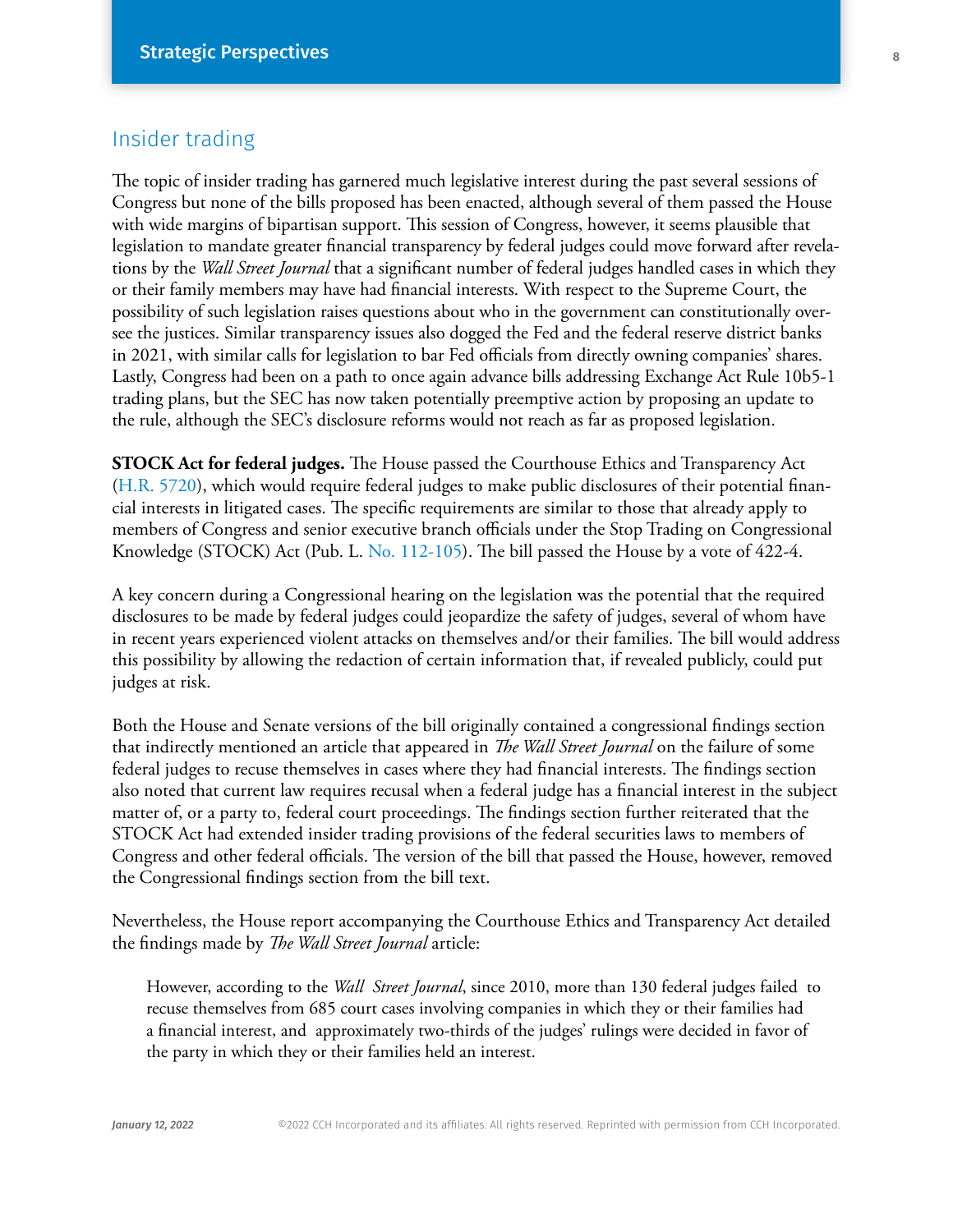## Insider trading

The topic of insider trading has garnered much legislative interest during the past several sessions of Congress but none of the bills proposed has been enacted, although several of them passed the House with wide margins of bipartisan support. This session of Congress, however, it seems plausible that legislation to mandate greater financial transparency by federal judges could move forward after revelations by the *Wall Street Journal* that a significant number of federal judges handled cases in which they or their family members may have had financial interests. With respect to the Supreme Court, the possibility of such legislation raises questions about who in the government can constitutionally oversee the justices. Similar transparency issues also dogged the Fed and the federal reserve district banks in 2021, with similar calls for legislation to bar Fed officials from directly owning companies' shares. Lastly, Congress had been on a path to once again advance bills addressing Exchange Act Rule 10b5-1 trading plans, but the SEC has now taken potentially preemptive action by proposing an update to the rule, although the SEC's disclosure reforms would not reach as far as proposed legislation.

**STOCK Act for federal judges.** The House passed the Courthouse Ethics and Transparency Act (H.R. 5720), which would require federal judges to make public disclosures of their potential financial interests in litigated cases. The specific requirements are similar to those that already apply to members of Congress and senior executive branch officials under the Stop Trading on Congressional Knowledge (STOCK) Act (Pub. L. No. 112-105). The bill passed the House by a vote of 422-4.

A key concern during a Congressional hearing on the legislation was the potential that the required disclosures to be made by federal judges could jeopardize the safety of judges, several of whom have in recent years experienced violent attacks on themselves and/or their families. The bill would address this possibility by allowing the redaction of certain information that, if revealed publicly, could put judges at risk.

Both the House and Senate versions of the bill originally contained a congressional findings section that indirectly mentioned an article that appeared in *The Wall Street Journal* on the failure of some federal judges to recuse themselves in cases where they had financial interests. The findings section also noted that current law requires recusal when a federal judge has a financial interest in the subject matter of, or a party to, federal court proceedings. The findings section further reiterated that the STOCK Act had extended insider trading provisions of the federal securities laws to members of Congress and other federal officials. The version of the bill that passed the House, however, removed the Congressional findings section from the bill text.

Nevertheless, the House report accompanying the Courthouse Ethics and Transparency Act detailed the findings made by *The Wall Street Journal* article:

> However, according to the *Wall Street Journal*, since 2010, more than 130 federal judges failed to recuse themselves from 685 court cases involving companies in which they or their families had a financial interest, and approximately two-thirds of the judges' rulings were decided in favor of the party in which they or their families held an interest.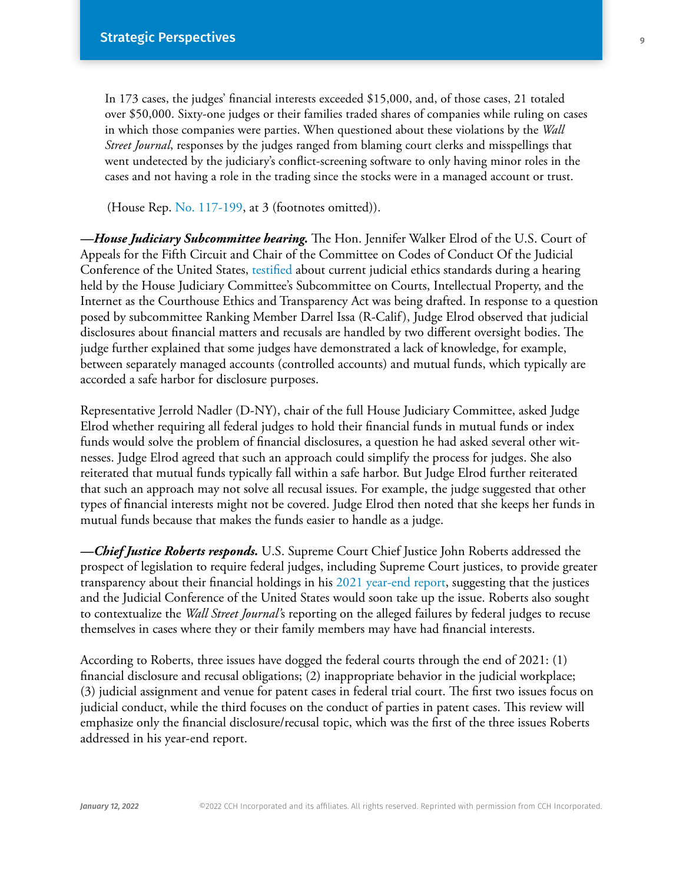> In 173 cases, the judges' financial interests exceeded $15,000, and, of those cases, 21 totaled over $50,000. Sixty-one judges or their families traded shares of companies while ruling on cases in which those companies were parties. When questioned about these violations by the *Wall Street Journal*, responses by the judges ranged from blaming court clerks and misspellings that went undetected by the judiciary's conflict-screening software to only having minor roles in the cases and not having a role in the trading since the stocks were in a managed account or trust.
>
> (House Rep. No. 117-199, at 3 (footnotes omitted)).

***—House Judiciary Subcommittee hearing.*** The Hon. Jennifer Walker Elrod of the U.S. Court of Appeals for the Fifth Circuit and Chair of the Committee on Codes of Conduct Of the Judicial Conference of the United States, testified about current judicial ethics standards during a hearing held by the House Judiciary Committee's Subcommittee on Courts, Intellectual Property, and the Internet as the Courthouse Ethics and Transparency Act was being drafted. In response to a question posed by subcommittee Ranking Member Darrel Issa (R-Calif), Judge Elrod observed that judicial disclosures about financial matters and recusals are handled by two different oversight bodies. The judge further explained that some judges have demonstrated a lack of knowledge, for example, between separately managed accounts (controlled accounts) and mutual funds, which typically are accorded a safe harbor for disclosure purposes.

Representative Jerrold Nadler (D-NY), chair of the full House Judiciary Committee, asked Judge Elrod whether requiring all federal judges to hold their financial funds in mutual funds or index funds would solve the problem of financial disclosures, a question he had asked several other witnesses. Judge Elrod agreed that such an approach could simplify the process for judges. She also reiterated that mutual funds typically fall within a safe harbor. But Judge Elrod further reiterated that such an approach may not solve all recusal issues. For example, the judge suggested that other types of financial interests might not be covered. Judge Elrod then noted that she keeps her funds in mutual funds because that makes the funds easier to handle as a judge.

***—Chief Justice Roberts responds.*** U.S. Supreme Court Chief Justice John Roberts addressed the prospect of legislation to require federal judges, including Supreme Court justices, to provide greater transparency about their financial holdings in his 2021 year-end report, suggesting that the justices and the Judicial Conference of the United States would soon take up the issue. Roberts also sought to contextualize the *Wall Street Journal's* reporting on the alleged failures by federal judges to recuse themselves in cases where they or their family members may have had financial interests.

According to Roberts, three issues have dogged the federal courts through the end of 2021: (1) financial disclosure and recusal obligations; (2) inappropriate behavior in the judicial workplace; (3) judicial assignment and venue for patent cases in federal trial court. The first two issues focus on judicial conduct, while the third focuses on the conduct of parties in patent cases. This review will emphasize only the financial disclosure/recusal topic, which was the first of the three issues Roberts addressed in his year-end report.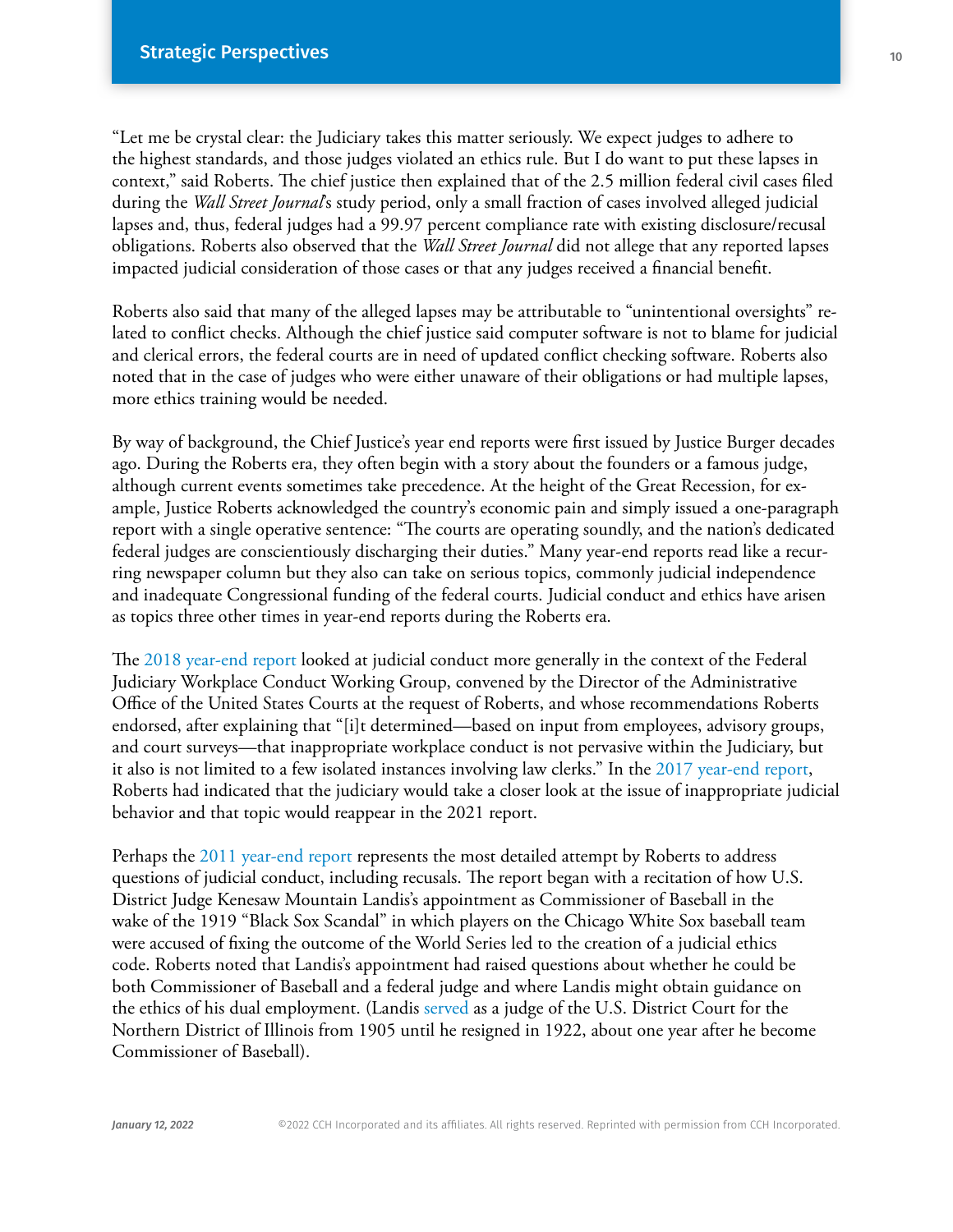"Let me be crystal clear: the Judiciary takes this matter seriously. We expect judges to adhere to the highest standards, and those judges violated an ethics rule. But I do want to put these lapses in context," said Roberts. The chief justice then explained that of the 2.5 million federal civil cases filed during the *Wall Street Journal*'s study period, only a small fraction of cases involved alleged judicial lapses and, thus, federal judges had a 99.97 percent compliance rate with existing disclosure/recusal obligations. Roberts also observed that the *Wall Street Journal* did not allege that any reported lapses impacted judicial consideration of those cases or that any judges received a financial benefit.

Roberts also said that many of the alleged lapses may be attributable to "unintentional oversights" related to conflict checks. Although the chief justice said computer software is not to blame for judicial and clerical errors, the federal courts are in need of updated conflict checking software. Roberts also noted that in the case of judges who were either unaware of their obligations or had multiple lapses, more ethics training would be needed.

By way of background, the Chief Justice's year end reports were first issued by Justice Burger decades ago. During the Roberts era, they often begin with a story about the founders or a famous judge, although current events sometimes take precedence. At the height of the Great Recession, for example, Justice Roberts acknowledged the country's economic pain and simply issued a one-paragraph report with a single operative sentence: "The courts are operating soundly, and the nation's dedicated federal judges are conscientiously discharging their duties." Many year-end reports read like a recurring newspaper column but they also can take on serious topics, commonly judicial independence and inadequate Congressional funding of the federal courts. Judicial conduct and ethics have arisen as topics three other times in year-end reports during the Roberts era.

The 2018 year-end report looked at judicial conduct more generally in the context of the Federal Judiciary Workplace Conduct Working Group, convened by the Director of the Administrative Office of the United States Courts at the request of Roberts, and whose recommendations Roberts endorsed, after explaining that "[i]t determined—based on input from employees, advisory groups, and court surveys—that inappropriate workplace conduct is not pervasive within the Judiciary, but it also is not limited to a few isolated instances involving law clerks." In the 2017 year-end report, Roberts had indicated that the judiciary would take a closer look at the issue of inappropriate judicial behavior and that topic would reappear in the 2021 report.

Perhaps the 2011 year-end report represents the most detailed attempt by Roberts to address questions of judicial conduct, including recusals. The report began with a recitation of how U.S. District Judge Kenesaw Mountain Landis's appointment as Commissioner of Baseball in the wake of the 1919 "Black Sox Scandal" in which players on the Chicago White Sox baseball team were accused of fixing the outcome of the World Series led to the creation of a judicial ethics code. Roberts noted that Landis's appointment had raised questions about whether he could be both Commissioner of Baseball and a federal judge and where Landis might obtain guidance on the ethics of his dual employment. (Landis served as a judge of the U.S. District Court for the Northern District of Illinois from 1905 until he resigned in 1922, about one year after he become Commissioner of Baseball).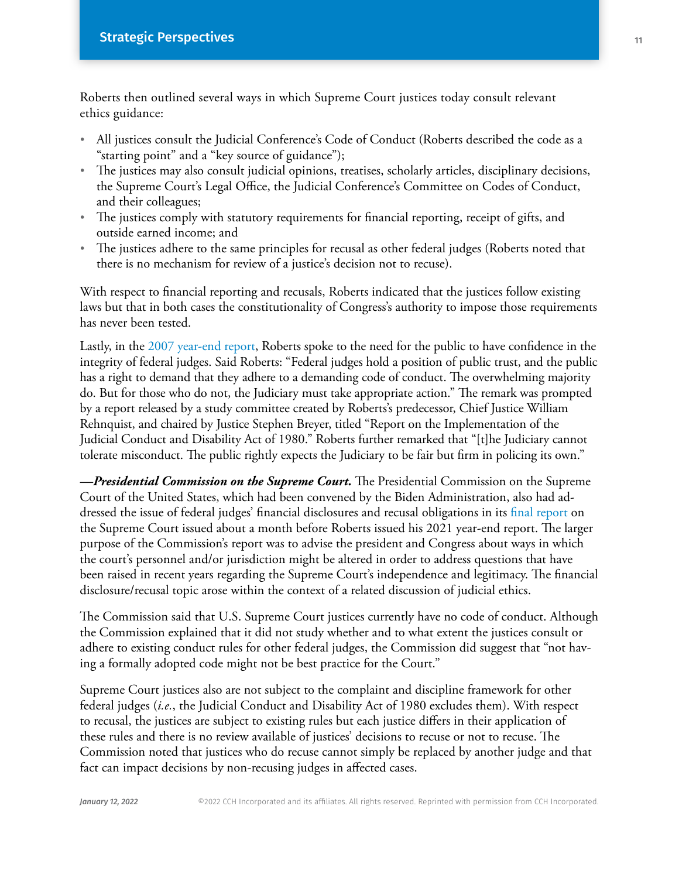Roberts then outlined several ways in which Supreme Court justices today consult relevant ethics guidance:

- All justices consult the Judicial Conference's Code of Conduct (Roberts described the code as a "starting point" and a "key source of guidance");
- The justices may also consult judicial opinions, treatises, scholarly articles, disciplinary decisions, the Supreme Court's Legal Office, the Judicial Conference's Committee on Codes of Conduct, and their colleagues;
- The justices comply with statutory requirements for financial reporting, receipt of gifts, and outside earned income; and
- The justices adhere to the same principles for recusal as other federal judges (Roberts noted that there is no mechanism for review of a justice's decision not to recuse).

With respect to financial reporting and recusals, Roberts indicated that the justices follow existing laws but that in both cases the constitutionality of Congress's authority to impose those requirements has never been tested.

Lastly, in the 2007 year-end report, Roberts spoke to the need for the public to have confidence in the integrity of federal judges. Said Roberts: "Federal judges hold a position of public trust, and the public has a right to demand that they adhere to a demanding code of conduct. The overwhelming majority do. But for those who do not, the Judiciary must take appropriate action." The remark was prompted by a report released by a study committee created by Roberts's predecessor, Chief Justice William Rehnquist, and chaired by Justice Stephen Breyer, titled "Report on the Implementation of the Judicial Conduct and Disability Act of 1980." Roberts further remarked that "[t]he Judiciary cannot tolerate misconduct. The public rightly expects the Judiciary to be fair but firm in policing its own."

***—Presidential Commission on the Supreme Court.*** The Presidential Commission on the Supreme Court of the United States, which had been convened by the Biden Administration, also had addressed the issue of federal judges' financial disclosures and recusal obligations in its final report on the Supreme Court issued about a month before Roberts issued his 2021 year-end report. The larger purpose of the Commission's report was to advise the president and Congress about ways in which the court's personnel and/or jurisdiction might be altered in order to address questions that have been raised in recent years regarding the Supreme Court's independence and legitimacy. The financial disclosure/recusal topic arose within the context of a related discussion of judicial ethics.

The Commission said that U.S. Supreme Court justices currently have no code of conduct. Although the Commission explained that it did not study whether and to what extent the justices consult or adhere to existing conduct rules for other federal judges, the Commission did suggest that "not having a formally adopted code might not be best practice for the Court."

Supreme Court justices also are not subject to the complaint and discipline framework for other federal judges (*i.e.*, the Judicial Conduct and Disability Act of 1980 excludes them). With respect to recusal, the justices are subject to existing rules but each justice differs in their application of these rules and there is no review available of justices' decisions to recuse or not to recuse. The Commission noted that justices who do recuse cannot simply be replaced by another judge and that fact can impact decisions by non-recusing judges in affected cases.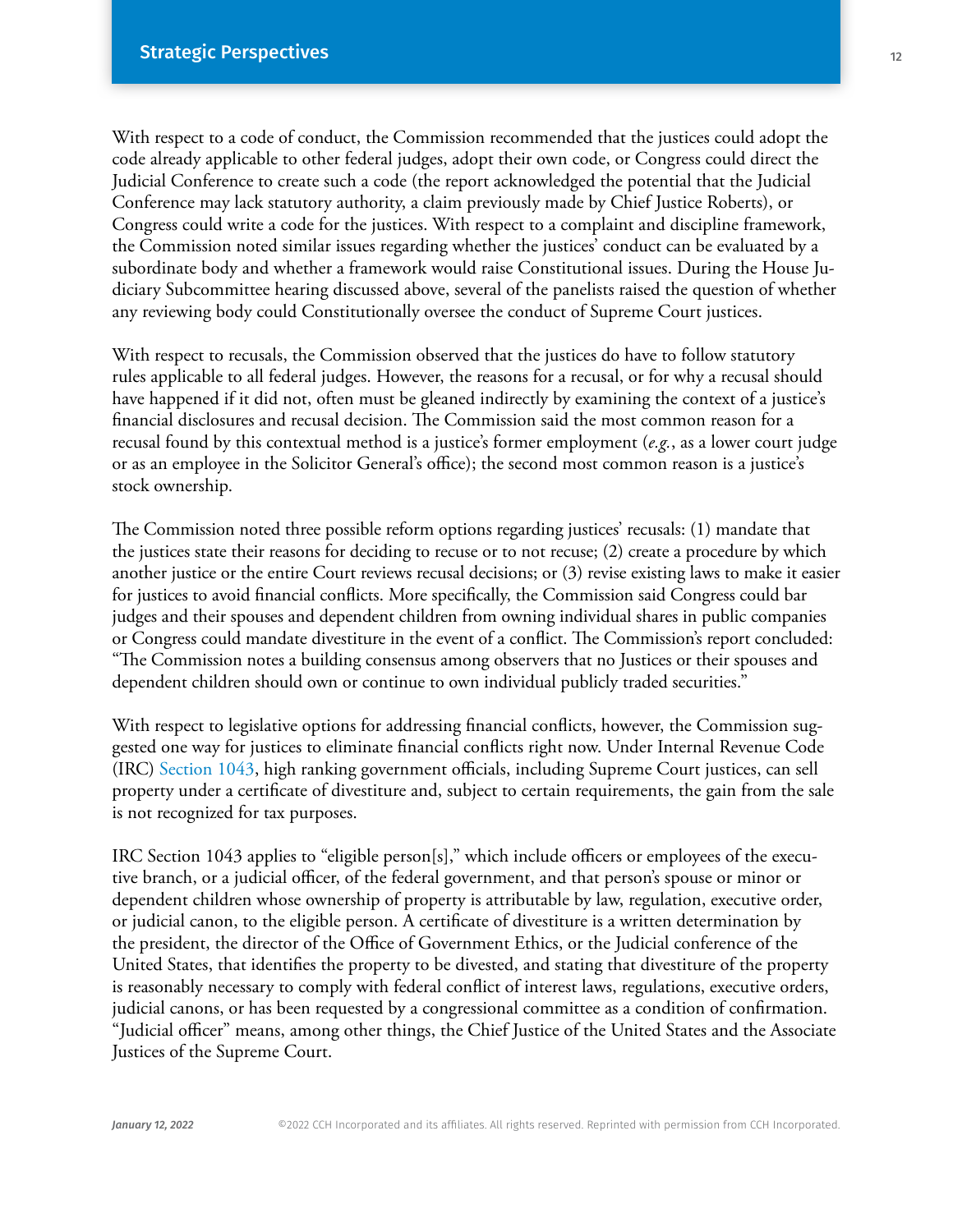With respect to a code of conduct, the Commission recommended that the justices could adopt the code already applicable to other federal judges, adopt their own code, or Congress could direct the Judicial Conference to create such a code (the report acknowledged the potential that the Judicial Conference may lack statutory authority, a claim previously made by Chief Justice Roberts), or Congress could write a code for the justices. With respect to a complaint and discipline framework, the Commission noted similar issues regarding whether the justices' conduct can be evaluated by a subordinate body and whether a framework would raise Constitutional issues. During the House Judiciary Subcommittee hearing discussed above, several of the panelists raised the question of whether any reviewing body could Constitutionally oversee the conduct of Supreme Court justices.

With respect to recusals, the Commission observed that the justices do have to follow statutory rules applicable to all federal judges. However, the reasons for a recusal, or for why a recusal should have happened if it did not, often must be gleaned indirectly by examining the context of a justice's financial disclosures and recusal decision. The Commission said the most common reason for a recusal found by this contextual method is a justice's former employment (*e.g.*, as a lower court judge or as an employee in the Solicitor General's office); the second most common reason is a justice's stock ownership.

The Commission noted three possible reform options regarding justices' recusals: (1) mandate that the justices state their reasons for deciding to recuse or to not recuse; (2) create a procedure by which another justice or the entire Court reviews recusal decisions; or (3) revise existing laws to make it easier for justices to avoid financial conflicts. More specifically, the Commission said Congress could bar judges and their spouses and dependent children from owning individual shares in public companies or Congress could mandate divestiture in the event of a conflict. The Commission's report concluded: "The Commission notes a building consensus among observers that no Justices or their spouses and dependent children should own or continue to own individual publicly traded securities."

With respect to legislative options for addressing financial conflicts, however, the Commission suggested one way for justices to eliminate financial conflicts right now. Under Internal Revenue Code (IRC) Section 1043, high ranking government officials, including Supreme Court justices, can sell property under a certificate of divestiture and, subject to certain requirements, the gain from the sale is not recognized for tax purposes.

IRC Section 1043 applies to "eligible person[s]," which include officers or employees of the executive branch, or a judicial officer, of the federal government, and that person's spouse or minor or dependent children whose ownership of property is attributable by law, regulation, executive order, or judicial canon, to the eligible person. A certificate of divestiture is a written determination by the president, the director of the Office of Government Ethics, or the Judicial conference of the United States, that identifies the property to be divested, and stating that divestiture of the property is reasonably necessary to comply with federal conflict of interest laws, regulations, executive orders, judicial canons, or has been requested by a congressional committee as a condition of confirmation. "Judicial officer" means, among other things, the Chief Justice of the United States and the Associate Justices of the Supreme Court.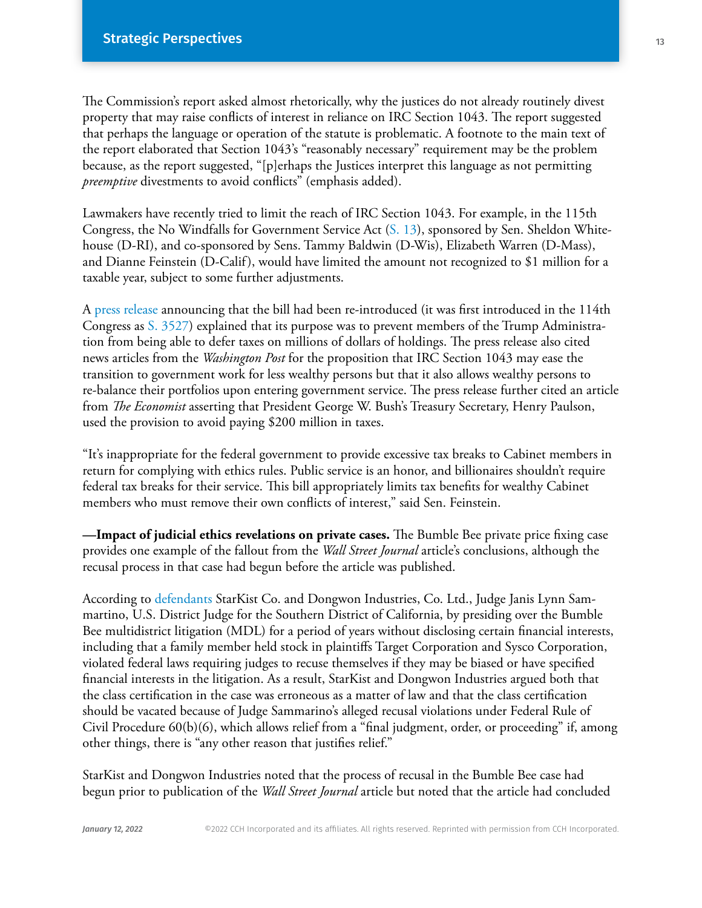The Commission's report asked almost rhetorically, why the justices do not already routinely divest property that may raise conflicts of interest in reliance on IRC Section 1043. The report suggested that perhaps the language or operation of the statute is problematic. A footnote to the main text of the report elaborated that Section 1043's "reasonably necessary" requirement may be the problem because, as the report suggested, "[p]erhaps the Justices interpret this language as not permitting *preemptive* divestments to avoid conflicts" (emphasis added).

Lawmakers have recently tried to limit the reach of IRC Section 1043. For example, in the 115th Congress, the No Windfalls for Government Service Act (S. 13), sponsored by Sen. Sheldon Whitehouse (D-RI), and co-sponsored by Sens. Tammy Baldwin (D-Wis), Elizabeth Warren (D-Mass), and Dianne Feinstein (D-Calif), would have limited the amount not recognized to $1 million for a taxable year, subject to some further adjustments.

A press release announcing that the bill had been re-introduced (it was first introduced in the 114th Congress as S. 3527) explained that its purpose was to prevent members of the Trump Administration from being able to defer taxes on millions of dollars of holdings. The press release also cited news articles from the *Washington Post* for the proposition that IRC Section 1043 may ease the transition to government work for less wealthy persons but that it also allows wealthy persons to re-balance their portfolios upon entering government service. The press release further cited an article from *The Economist* asserting that President George W. Bush's Treasury Secretary, Henry Paulson, used the provision to avoid paying $200 million in taxes.

"It's inappropriate for the federal government to provide excessive tax breaks to Cabinet members in return for complying with ethics rules. Public service is an honor, and billionaires shouldn't require federal tax breaks for their service. This bill appropriately limits tax benefits for wealthy Cabinet members who must remove their own conflicts of interest," said Sen. Feinstein.

**—Impact of judicial ethics revelations on private cases.** The Bumble Bee private price fixing case provides one example of the fallout from the *Wall Street Journal* article's conclusions, although the recusal process in that case had begun before the article was published.

According to defendants StarKist Co. and Dongwon Industries, Co. Ltd., Judge Janis Lynn Sammartino, U.S. District Judge for the Southern District of California, by presiding over the Bumble Bee multidistrict litigation (MDL) for a period of years without disclosing certain financial interests, including that a family member held stock in plaintiffs Target Corporation and Sysco Corporation, violated federal laws requiring judges to recuse themselves if they may be biased or have specified financial interests in the litigation. As a result, StarKist and Dongwon Industries argued both that the class certification in the case was erroneous as a matter of law and that the class certification should be vacated because of Judge Sammarino's alleged recusal violations under Federal Rule of Civil Procedure 60(b)(6), which allows relief from a "final judgment, order, or proceeding" if, among other things, there is "any other reason that justifies relief."

StarKist and Dongwon Industries noted that the process of recusal in the Bumble Bee case had begun prior to publication of the *Wall Street Journal* article but noted that the article had concluded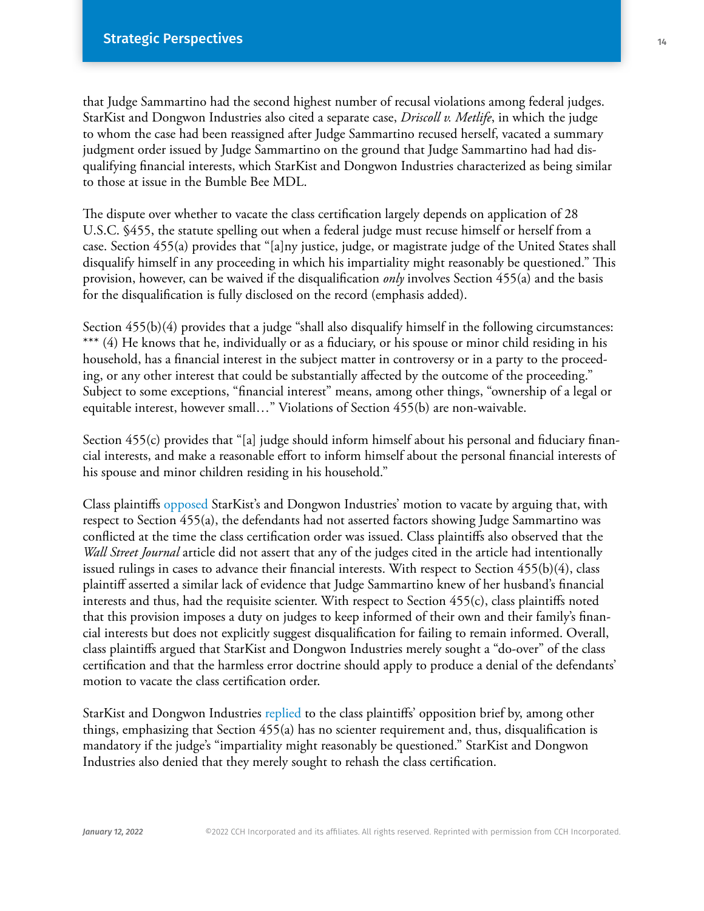that Judge Sammartino had the second highest number of recusal violations among federal judges. StarKist and Dongwon Industries also cited a separate case, *Driscoll v. Metlife*, in which the judge to whom the case had been reassigned after Judge Sammartino recused herself, vacated a summary judgment order issued by Judge Sammartino on the ground that Judge Sammartino had had disqualifying financial interests, which StarKist and Dongwon Industries characterized as being similar to those at issue in the Bumble Bee MDL.

The dispute over whether to vacate the class certification largely depends on application of 28 U.S.C. §455, the statute spelling out when a federal judge must recuse himself or herself from a case. Section 455(a) provides that "[a]ny justice, judge, or magistrate judge of the United States shall disqualify himself in any proceeding in which his impartiality might reasonably be questioned." This provision, however, can be waived if the disqualification *only* involves Section 455(a) and the basis for the disqualification is fully disclosed on the record (emphasis added).

Section 455(b)(4) provides that a judge "shall also disqualify himself in the following circumstances: *** (4) He knows that he, individually or as a fiduciary, or his spouse or minor child residing in his household, has a financial interest in the subject matter in controversy or in a party to the proceeding, or any other interest that could be substantially affected by the outcome of the proceeding." Subject to some exceptions, "financial interest" means, among other things, "ownership of a legal or equitable interest, however small…" Violations of Section 455(b) are non-waivable.

Section 455(c) provides that "[a] judge should inform himself about his personal and fiduciary financial interests, and make a reasonable effort to inform himself about the personal financial interests of his spouse and minor children residing in his household."

Class plaintiffs opposed StarKist's and Dongwon Industries' motion to vacate by arguing that, with respect to Section 455(a), the defendants had not asserted factors showing Judge Sammartino was conflicted at the time the class certification order was issued. Class plaintiffs also observed that the *Wall Street Journal* article did not assert that any of the judges cited in the article had intentionally issued rulings in cases to advance their financial interests. With respect to Section 455(b)(4), class plaintiff asserted a similar lack of evidence that Judge Sammartino knew of her husband's financial interests and thus, had the requisite scienter. With respect to Section 455(c), class plaintiffs noted that this provision imposes a duty on judges to keep informed of their own and their family's financial interests but does not explicitly suggest disqualification for failing to remain informed. Overall, class plaintiffs argued that StarKist and Dongwon Industries merely sought a "do-over" of the class certification and that the harmless error doctrine should apply to produce a denial of the defendants' motion to vacate the class certification order.

StarKist and Dongwon Industries replied to the class plaintiffs' opposition brief by, among other things, emphasizing that Section 455(a) has no scienter requirement and, thus, disqualification is mandatory if the judge's "impartiality might reasonably be questioned." StarKist and Dongwon Industries also denied that they merely sought to rehash the class certification.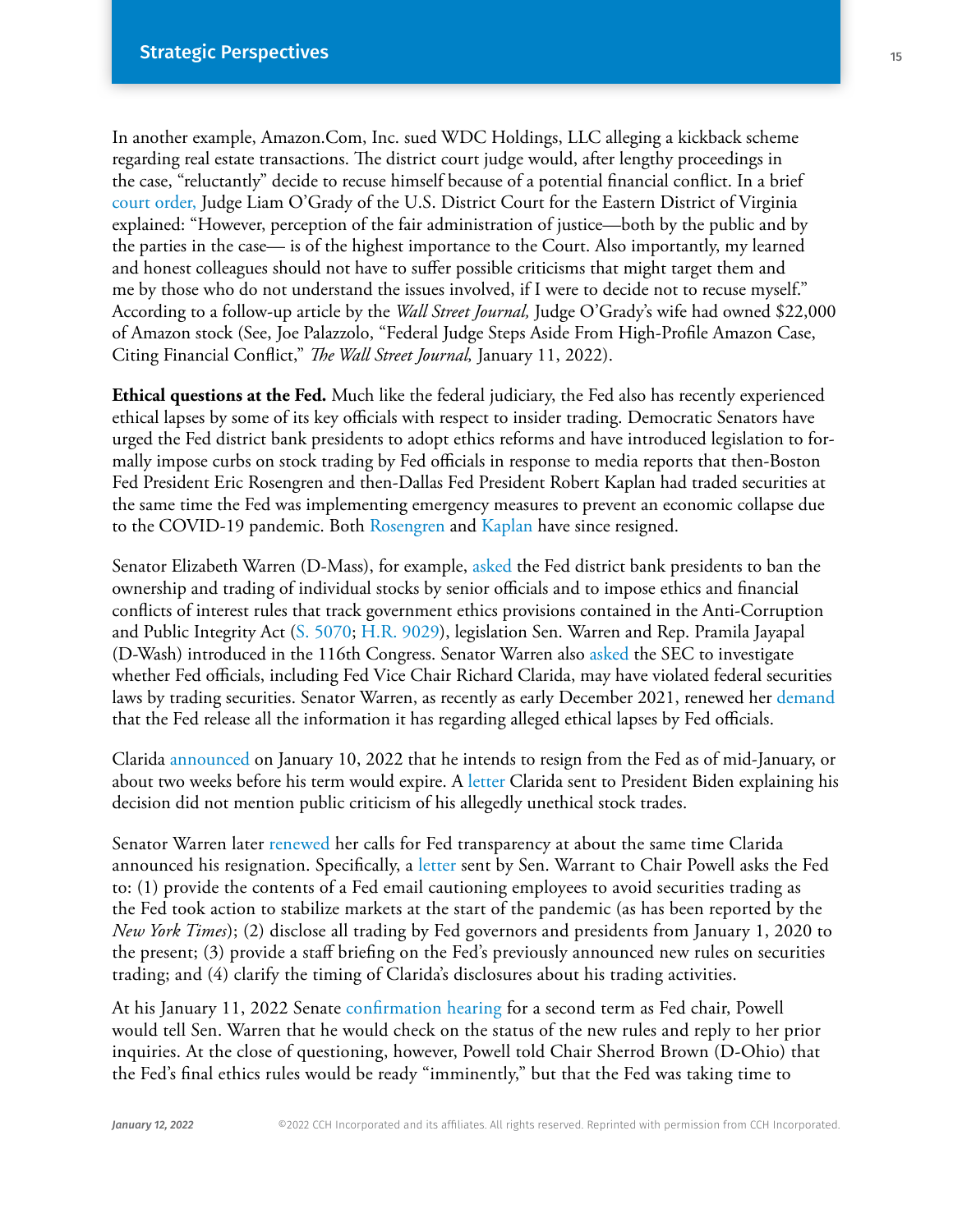In another example, Amazon.Com, Inc. sued WDC Holdings, LLC alleging a kickback scheme regarding real estate transactions. The district court judge would, after lengthy proceedings in the case, "reluctantly" decide to recuse himself because of a potential financial conflict. In a brief court order, Judge Liam O'Grady of the U.S. District Court for the Eastern District of Virginia explained: "However, perception of the fair administration of justice—both by the public and by the parties in the case— is of the highest importance to the Court. Also importantly, my learned and honest colleagues should not have to suffer possible criticisms that might target them and me by those who do not understand the issues involved, if I were to decide not to recuse myself." According to a follow-up article by the *Wall Street Journal,* Judge O'Grady's wife had owned $22,000 of Amazon stock (See, Joe Palazzolo, "Federal Judge Steps Aside From High-Profile Amazon Case, Citing Financial Conflict," *The Wall Street Journal,* January 11, 2022).

**Ethical questions at the Fed.** Much like the federal judiciary, the Fed also has recently experienced ethical lapses by some of its key officials with respect to insider trading. Democratic Senators have urged the Fed district bank presidents to adopt ethics reforms and have introduced legislation to formally impose curbs on stock trading by Fed officials in response to media reports that then-Boston Fed President Eric Rosengren and then-Dallas Fed President Robert Kaplan had traded securities at the same time the Fed was implementing emergency measures to prevent an economic collapse due to the COVID-19 pandemic. Both Rosengren and Kaplan have since resigned.

Senator Elizabeth Warren (D-Mass), for example, asked the Fed district bank presidents to ban the ownership and trading of individual stocks by senior officials and to impose ethics and financial conflicts of interest rules that track government ethics provisions contained in the Anti-Corruption and Public Integrity Act (S. 5070; H.R. 9029), legislation Sen. Warren and Rep. Pramila Jayapal (D-Wash) introduced in the 116th Congress. Senator Warren also asked the SEC to investigate whether Fed officials, including Fed Vice Chair Richard Clarida, may have violated federal securities laws by trading securities. Senator Warren, as recently as early December 2021, renewed her demand that the Fed release all the information it has regarding alleged ethical lapses by Fed officials.

Clarida announced on January 10, 2022 that he intends to resign from the Fed as of mid-January, or about two weeks before his term would expire. A letter Clarida sent to President Biden explaining his decision did not mention public criticism of his allegedly unethical stock trades.

Senator Warren later renewed her calls for Fed transparency at about the same time Clarida announced his resignation. Specifically, a letter sent by Sen. Warrant to Chair Powell asks the Fed to: (1) provide the contents of a Fed email cautioning employees to avoid securities trading as the Fed took action to stabilize markets at the start of the pandemic (as has been reported by the *New York Times*); (2) disclose all trading by Fed governors and presidents from January 1, 2020 to the present; (3) provide a staff briefing on the Fed's previously announced new rules on securities trading; and (4) clarify the timing of Clarida's disclosures about his trading activities.

At his January 11, 2022 Senate confirmation hearing for a second term as Fed chair, Powell would tell Sen. Warren that he would check on the status of the new rules and reply to her prior inquiries. At the close of questioning, however, Powell told Chair Sherrod Brown (D-Ohio) that the Fed's final ethics rules would be ready "imminently," but that the Fed was taking time to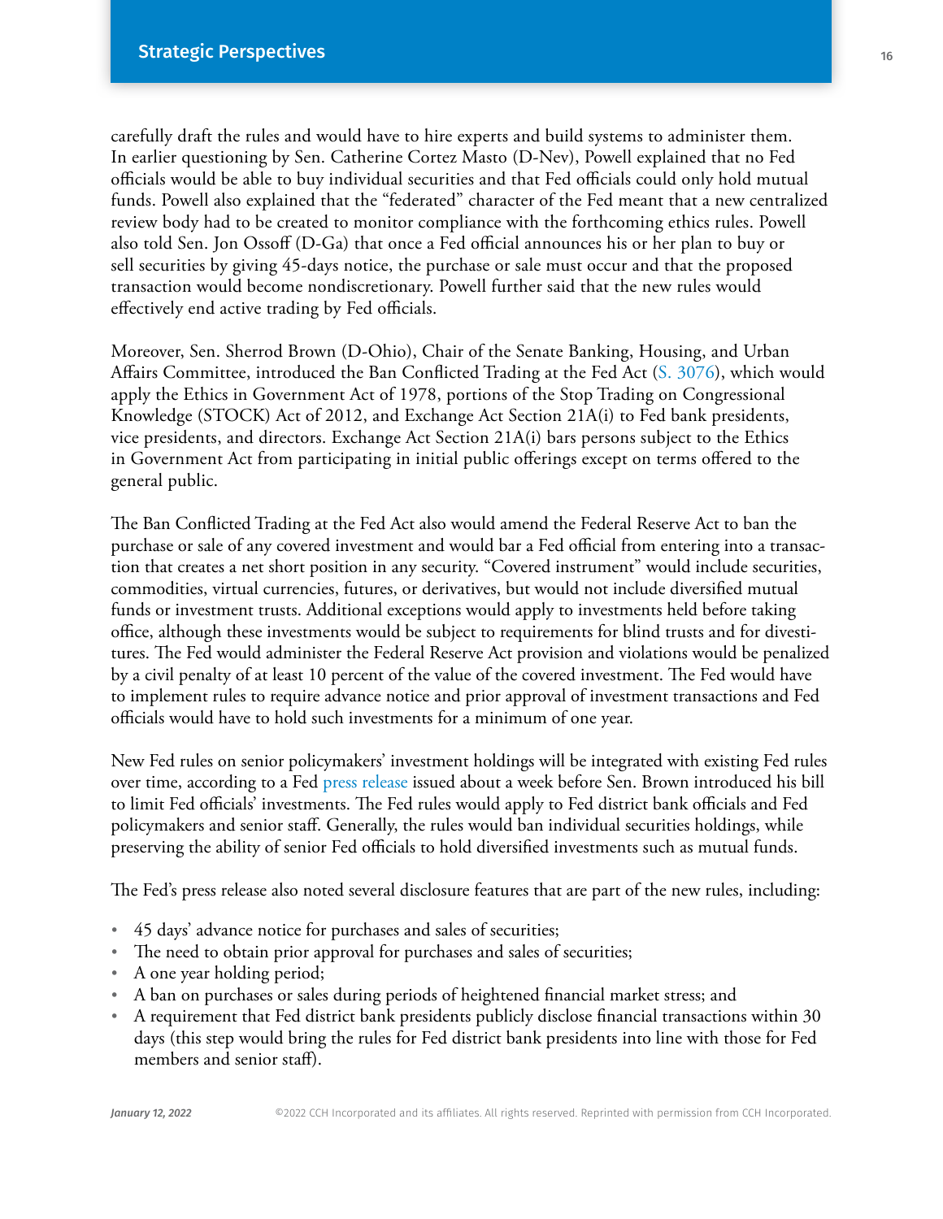carefully draft the rules and would have to hire experts and build systems to administer them. In earlier questioning by Sen. Catherine Cortez Masto (D-Nev), Powell explained that no Fed officials would be able to buy individual securities and that Fed officials could only hold mutual funds. Powell also explained that the "federated" character of the Fed meant that a new centralized review body had to be created to monitor compliance with the forthcoming ethics rules. Powell also told Sen. Jon Ossoff (D-Ga) that once a Fed official announces his or her plan to buy or sell securities by giving 45-days notice, the purchase or sale must occur and that the proposed transaction would become nondiscretionary. Powell further said that the new rules would effectively end active trading by Fed officials.

Moreover, Sen. Sherrod Brown (D-Ohio), Chair of the Senate Banking, Housing, and Urban Affairs Committee, introduced the Ban Conflicted Trading at the Fed Act (S. 3076), which would apply the Ethics in Government Act of 1978, portions of the Stop Trading on Congressional Knowledge (STOCK) Act of 2012, and Exchange Act Section 21A(i) to Fed bank presidents, vice presidents, and directors. Exchange Act Section 21A(i) bars persons subject to the Ethics in Government Act from participating in initial public offerings except on terms offered to the general public.

The Ban Conflicted Trading at the Fed Act also would amend the Federal Reserve Act to ban the purchase or sale of any covered investment and would bar a Fed official from entering into a transaction that creates a net short position in any security. "Covered instrument" would include securities, commodities, virtual currencies, futures, or derivatives, but would not include diversified mutual funds or investment trusts. Additional exceptions would apply to investments held before taking office, although these investments would be subject to requirements for blind trusts and for divestitures. The Fed would administer the Federal Reserve Act provision and violations would be penalized by a civil penalty of at least 10 percent of the value of the covered investment. The Fed would have to implement rules to require advance notice and prior approval of investment transactions and Fed officials would have to hold such investments for a minimum of one year.

New Fed rules on senior policymakers' investment holdings will be integrated with existing Fed rules over time, according to a Fed press release issued about a week before Sen. Brown introduced his bill to limit Fed officials' investments. The Fed rules would apply to Fed district bank officials and Fed policymakers and senior staff. Generally, the rules would ban individual securities holdings, while preserving the ability of senior Fed officials to hold diversified investments such as mutual funds.

The Fed's press release also noted several disclosure features that are part of the new rules, including:

- 45 days' advance notice for purchases and sales of securities;
- The need to obtain prior approval for purchases and sales of securities;
- A one year holding period;
- A ban on purchases or sales during periods of heightened financial market stress; and
- A requirement that Fed district bank presidents publicly disclose financial transactions within 30 days (this step would bring the rules for Fed district bank presidents into line with those for Fed members and senior staff).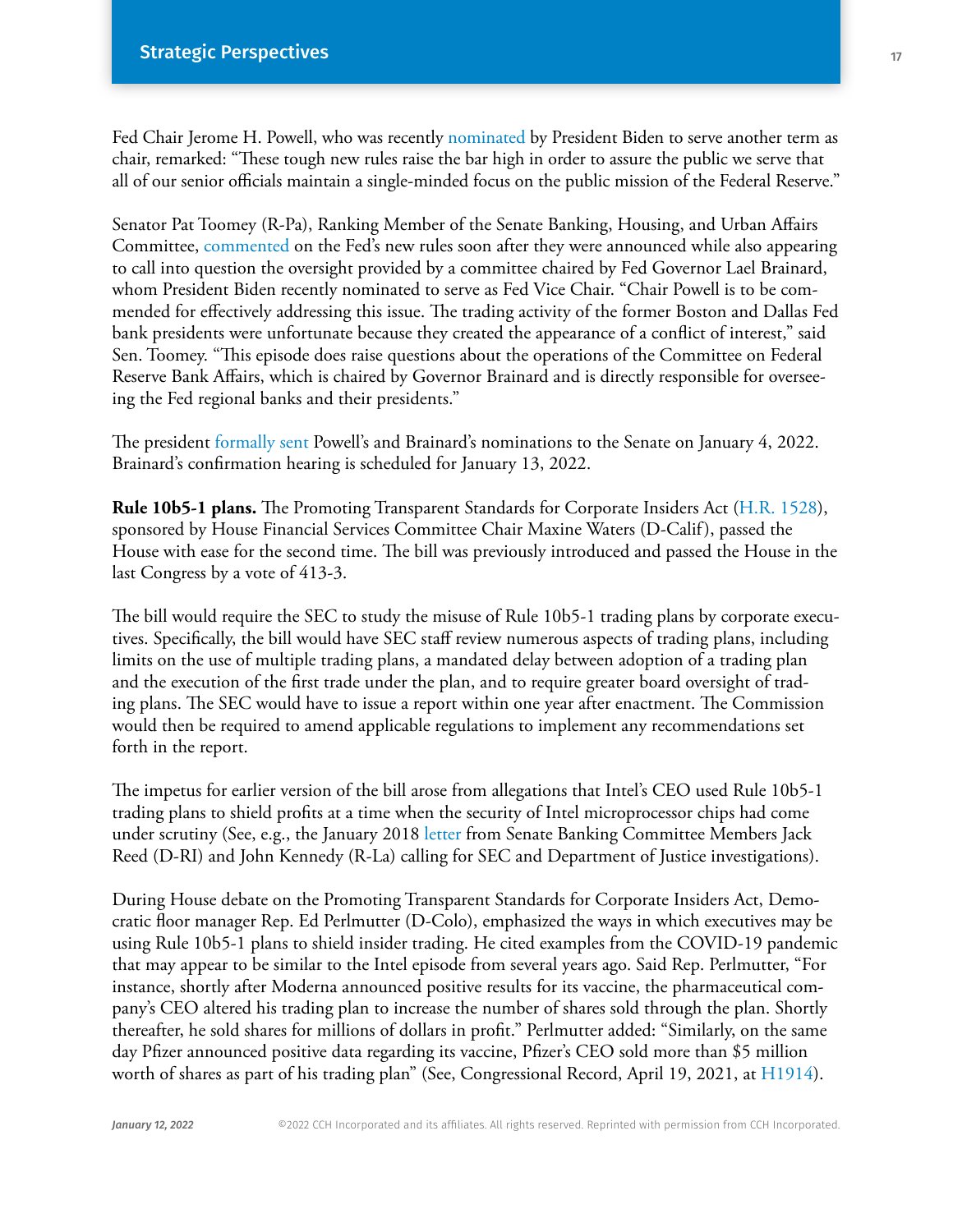Fed Chair Jerome H. Powell, who was recently nominated by President Biden to serve another term as chair, remarked: "These tough new rules raise the bar high in order to assure the public we serve that all of our senior officials maintain a single-minded focus on the public mission of the Federal Reserve."

Senator Pat Toomey (R-Pa), Ranking Member of the Senate Banking, Housing, and Urban Affairs Committee, commented on the Fed's new rules soon after they were announced while also appearing to call into question the oversight provided by a committee chaired by Fed Governor Lael Brainard, whom President Biden recently nominated to serve as Fed Vice Chair. "Chair Powell is to be commended for effectively addressing this issue. The trading activity of the former Boston and Dallas Fed bank presidents were unfortunate because they created the appearance of a conflict of interest," said Sen. Toomey. "This episode does raise questions about the operations of the Committee on Federal Reserve Bank Affairs, which is chaired by Governor Brainard and is directly responsible for overseeing the Fed regional banks and their presidents."

The president formally sent Powell's and Brainard's nominations to the Senate on January 4, 2022. Brainard's confirmation hearing is scheduled for January 13, 2022.

**Rule 10b5-1 plans.** The Promoting Transparent Standards for Corporate Insiders Act (H.R. 1528), sponsored by House Financial Services Committee Chair Maxine Waters (D-Calif), passed the House with ease for the second time. The bill was previously introduced and passed the House in the last Congress by a vote of 413-3.

The bill would require the SEC to study the misuse of Rule 10b5-1 trading plans by corporate executives. Specifically, the bill would have SEC staff review numerous aspects of trading plans, including limits on the use of multiple trading plans, a mandated delay between adoption of a trading plan and the execution of the first trade under the plan, and to require greater board oversight of trading plans. The SEC would have to issue a report within one year after enactment. The Commission would then be required to amend applicable regulations to implement any recommendations set forth in the report.

The impetus for earlier version of the bill arose from allegations that Intel's CEO used Rule 10b5-1 trading plans to shield profits at a time when the security of Intel microprocessor chips had come under scrutiny (See, e.g., the January 2018 letter from Senate Banking Committee Members Jack Reed (D-RI) and John Kennedy (R-La) calling for SEC and Department of Justice investigations).

During House debate on the Promoting Transparent Standards for Corporate Insiders Act, Democratic floor manager Rep. Ed Perlmutter (D-Colo), emphasized the ways in which executives may be using Rule 10b5-1 plans to shield insider trading. He cited examples from the COVID-19 pandemic that may appear to be similar to the Intel episode from several years ago. Said Rep. Perlmutter, "For instance, shortly after Moderna announced positive results for its vaccine, the pharmaceutical company's CEO altered his trading plan to increase the number of shares sold through the plan. Shortly thereafter, he sold shares for millions of dollars in profit." Perlmutter added: "Similarly, on the same day Pfizer announced positive data regarding its vaccine, Pfizer's CEO sold more than $5 million worth of shares as part of his trading plan" (See, Congressional Record, April 19, 2021, at H1914).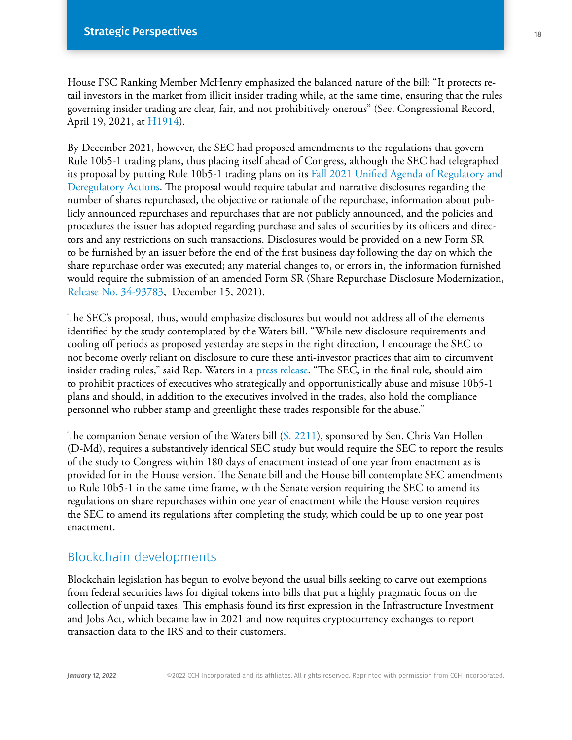House FSC Ranking Member McHenry emphasized the balanced nature of the bill: "It protects retail investors in the market from illicit insider trading while, at the same time, ensuring that the rules governing insider trading are clear, fair, and not prohibitively onerous" (See, Congressional Record, April 19, 2021, at H1914).

By December 2021, however, the SEC had proposed amendments to the regulations that govern Rule 10b5-1 trading plans, thus placing itself ahead of Congress, although the SEC had telegraphed its proposal by putting Rule 10b5-1 trading plans on its Fall 2021 Unified Agenda of Regulatory and Deregulatory Actions. The proposal would require tabular and narrative disclosures regarding the number of shares repurchased, the objective or rationale of the repurchase, information about publicly announced repurchases and repurchases that are not publicly announced, and the policies and procedures the issuer has adopted regarding purchase and sales of securities by its officers and directors and any restrictions on such transactions. Disclosures would be provided on a new Form SR to be furnished by an issuer before the end of the first business day following the day on which the share repurchase order was executed; any material changes to, or errors in, the information furnished would require the submission of an amended Form SR (Share Repurchase Disclosure Modernization, Release No. 34-93783, December 15, 2021).

The SEC's proposal, thus, would emphasize disclosures but would not address all of the elements identified by the study contemplated by the Waters bill. "While new disclosure requirements and cooling off periods as proposed yesterday are steps in the right direction, I encourage the SEC to not become overly reliant on disclosure to cure these anti-investor practices that aim to circumvent insider trading rules," said Rep. Waters in a press release. "The SEC, in the final rule, should aim to prohibit practices of executives who strategically and opportunistically abuse and misuse 10b5-1 plans and should, in addition to the executives involved in the trades, also hold the compliance personnel who rubber stamp and greenlight these trades responsible for the abuse."

The companion Senate version of the Waters bill (S. 2211), sponsored by Sen. Chris Van Hollen (D-Md), requires a substantively identical SEC study but would require the SEC to report the results of the study to Congress within 180 days of enactment instead of one year from enactment as is provided for in the House version. The Senate bill and the House bill contemplate SEC amendments to Rule 10b5-1 in the same time frame, with the Senate version requiring the SEC to amend its regulations on share repurchases within one year of enactment while the House version requires the SEC to amend its regulations after completing the study, which could be up to one year post enactment.

## Blockchain developments

Blockchain legislation has begun to evolve beyond the usual bills seeking to carve out exemptions from federal securities laws for digital tokens into bills that put a highly pragmatic focus on the collection of unpaid taxes. This emphasis found its first expression in the Infrastructure Investment and Jobs Act, which became law in 2021 and now requires cryptocurrency exchanges to report transaction data to the IRS and to their customers.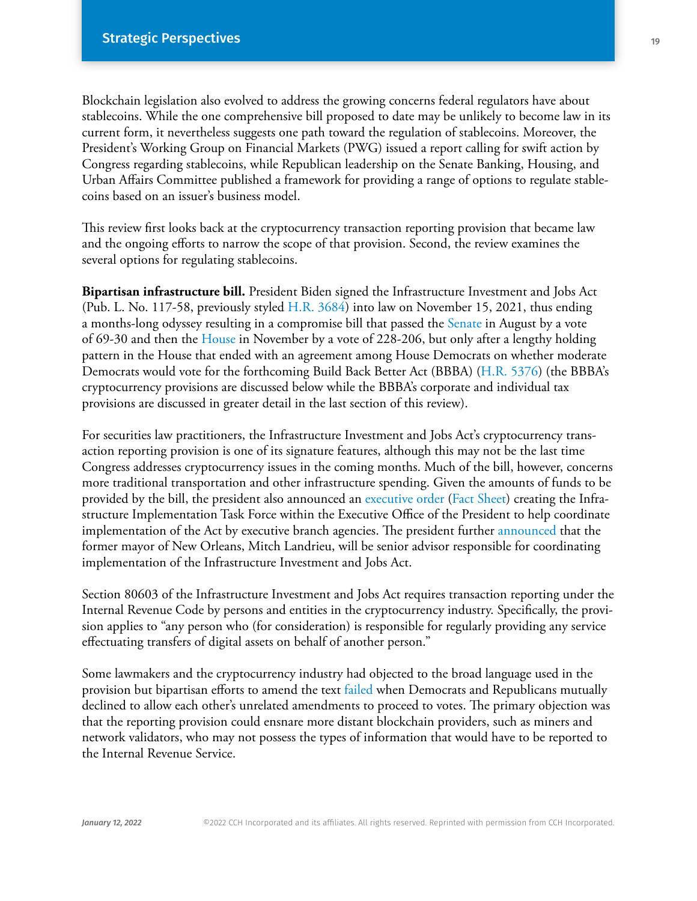Blockchain legislation also evolved to address the growing concerns federal regulators have about stablecoins. While the one comprehensive bill proposed to date may be unlikely to become law in its current form, it nevertheless suggests one path toward the regulation of stablecoins. Moreover, the President's Working Group on Financial Markets (PWG) issued a report calling for swift action by Congress regarding stablecoins, while Republican leadership on the Senate Banking, Housing, and Urban Affairs Committee published a framework for providing a range of options to regulate stablecoins based on an issuer's business model.

This review first looks back at the cryptocurrency transaction reporting provision that became law and the ongoing efforts to narrow the scope of that provision. Second, the review examines the several options for regulating stablecoins.

**Bipartisan infrastructure bill.** President Biden signed the Infrastructure Investment and Jobs Act (Pub. L. No. 117-58, previously styled H.R. 3684) into law on November 15, 2021, thus ending a months-long odyssey resulting in a compromise bill that passed the Senate in August by a vote of 69-30 and then the House in November by a vote of 228-206, but only after a lengthy holding pattern in the House that ended with an agreement among House Democrats on whether moderate Democrats would vote for the forthcoming Build Back Better Act (BBBA) (H.R. 5376) (the BBBA's cryptocurrency provisions are discussed below while the BBBA's corporate and individual tax provisions are discussed in greater detail in the last section of this review).

For securities law practitioners, the Infrastructure Investment and Jobs Act's cryptocurrency transaction reporting provision is one of its signature features, although this may not be the last time Congress addresses cryptocurrency issues in the coming months. Much of the bill, however, concerns more traditional transportation and other infrastructure spending. Given the amounts of funds to be provided by the bill, the president also announced an executive order (Fact Sheet) creating the Infrastructure Implementation Task Force within the Executive Office of the President to help coordinate implementation of the Act by executive branch agencies. The president further announced that the former mayor of New Orleans, Mitch Landrieu, will be senior advisor responsible for coordinating implementation of the Infrastructure Investment and Jobs Act.

Section 80603 of the Infrastructure Investment and Jobs Act requires transaction reporting under the Internal Revenue Code by persons and entities in the cryptocurrency industry. Specifically, the provision applies to "any person who (for consideration) is responsible for regularly providing any service effectuating transfers of digital assets on behalf of another person."

Some lawmakers and the cryptocurrency industry had objected to the broad language used in the provision but bipartisan efforts to amend the text failed when Democrats and Republicans mutually declined to allow each other's unrelated amendments to proceed to votes. The primary objection was that the reporting provision could ensnare more distant blockchain providers, such as miners and network validators, who may not possess the types of information that would have to be reported to the Internal Revenue Service.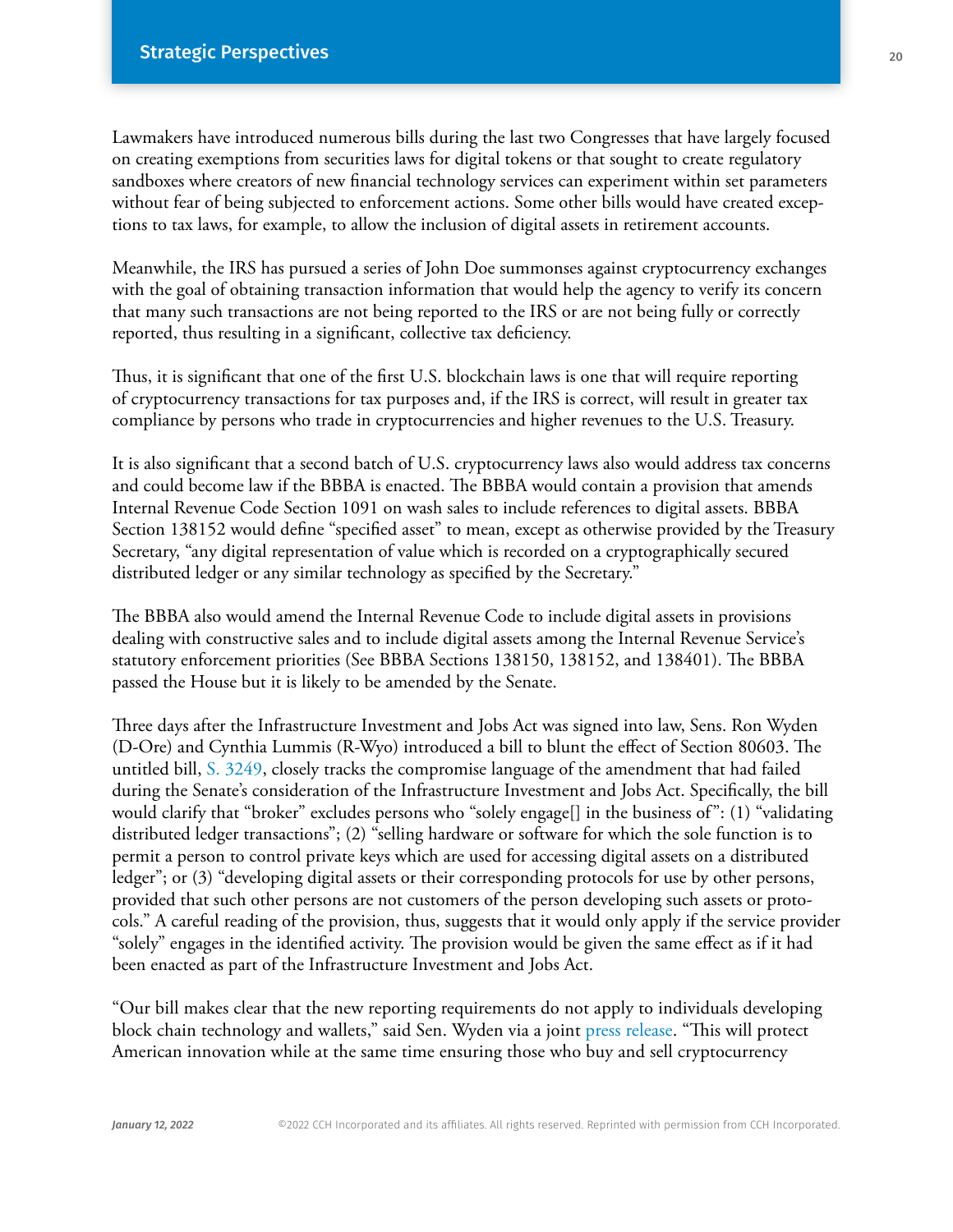Lawmakers have introduced numerous bills during the last two Congresses that have largely focused on creating exemptions from securities laws for digital tokens or that sought to create regulatory sandboxes where creators of new financial technology services can experiment within set parameters without fear of being subjected to enforcement actions. Some other bills would have created exceptions to tax laws, for example, to allow the inclusion of digital assets in retirement accounts.

Meanwhile, the IRS has pursued a series of John Doe summonses against cryptocurrency exchanges with the goal of obtaining transaction information that would help the agency to verify its concern that many such transactions are not being reported to the IRS or are not being fully or correctly reported, thus resulting in a significant, collective tax deficiency.

Thus, it is significant that one of the first U.S. blockchain laws is one that will require reporting of cryptocurrency transactions for tax purposes and, if the IRS is correct, will result in greater tax compliance by persons who trade in cryptocurrencies and higher revenues to the U.S. Treasury.

It is also significant that a second batch of U.S. cryptocurrency laws also would address tax concerns and could become law if the BBBA is enacted. The BBBA would contain a provision that amends Internal Revenue Code Section 1091 on wash sales to include references to digital assets. BBBA Section 138152 would define "specified asset" to mean, except as otherwise provided by the Treasury Secretary, "any digital representation of value which is recorded on a cryptographically secured distributed ledger or any similar technology as specified by the Secretary."

The BBBA also would amend the Internal Revenue Code to include digital assets in provisions dealing with constructive sales and to include digital assets among the Internal Revenue Service's statutory enforcement priorities (See BBBA Sections 138150, 138152, and 138401). The BBBA passed the House but it is likely to be amended by the Senate.

Three days after the Infrastructure Investment and Jobs Act was signed into law, Sens. Ron Wyden (D-Ore) and Cynthia Lummis (R-Wyo) introduced a bill to blunt the effect of Section 80603. The untitled bill, S. 3249, closely tracks the compromise language of the amendment that had failed during the Senate's consideration of the Infrastructure Investment and Jobs Act. Specifically, the bill would clarify that "broker" excludes persons who "solely engage[] in the business of": (1) "validating distributed ledger transactions"; (2) "selling hardware or software for which the sole function is to permit a person to control private keys which are used for accessing digital assets on a distributed ledger"; or (3) "developing digital assets or their corresponding protocols for use by other persons, provided that such other persons are not customers of the person developing such assets or protocols." A careful reading of the provision, thus, suggests that it would only apply if the service provider "solely" engages in the identified activity. The provision would be given the same effect as if it had been enacted as part of the Infrastructure Investment and Jobs Act.

"Our bill makes clear that the new reporting requirements do not apply to individuals developing block chain technology and wallets," said Sen. Wyden via a joint press release. "This will protect American innovation while at the same time ensuring those who buy and sell cryptocurrency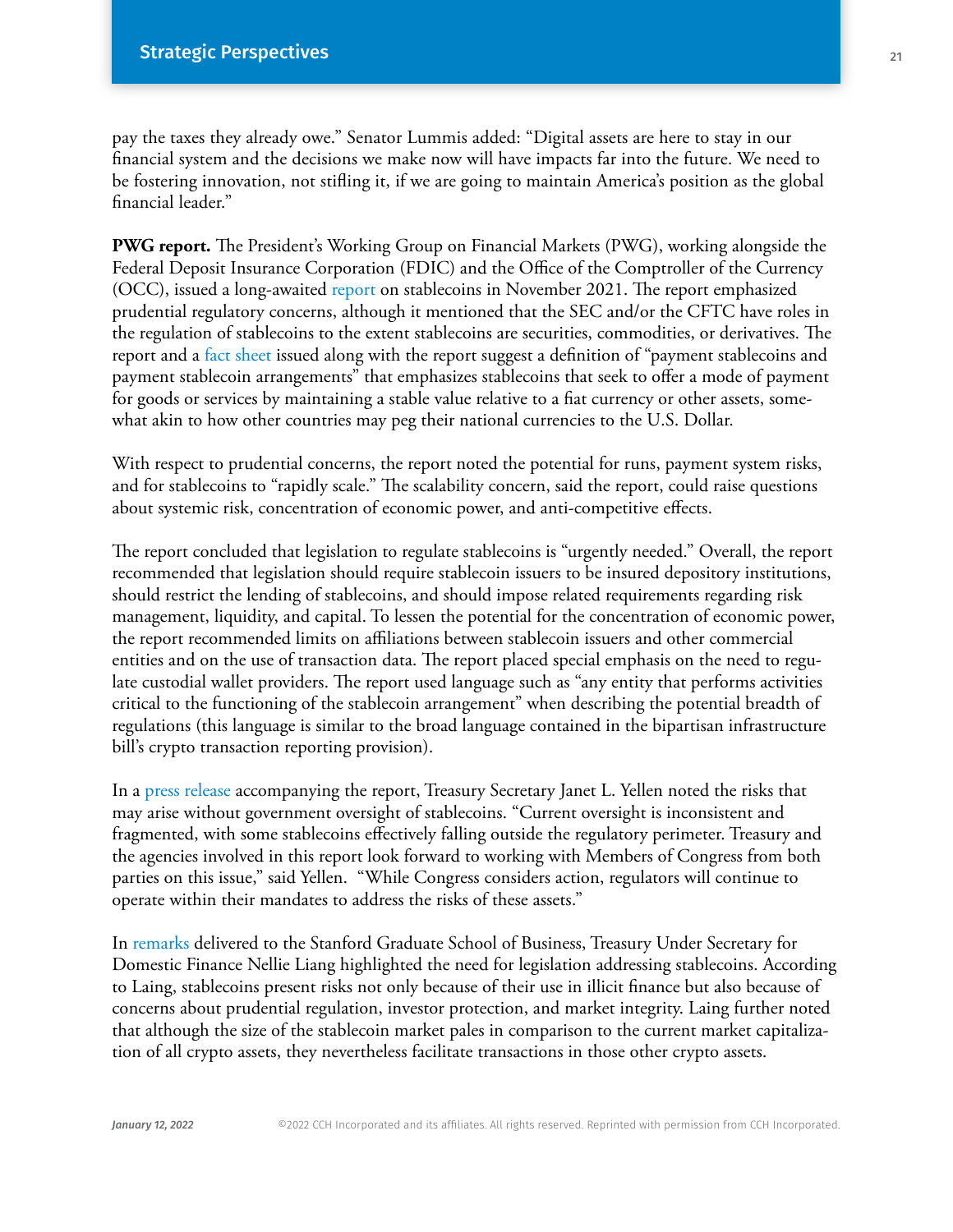pay the taxes they already owe." Senator Lummis added: "Digital assets are here to stay in our financial system and the decisions we make now will have impacts far into the future. We need to be fostering innovation, not stifling it, if we are going to maintain America's position as the global financial leader."

**PWG report.** The President's Working Group on Financial Markets (PWG), working alongside the Federal Deposit Insurance Corporation (FDIC) and the Office of the Comptroller of the Currency (OCC), issued a long-awaited report on stablecoins in November 2021. The report emphasized prudential regulatory concerns, although it mentioned that the SEC and/or the CFTC have roles in the regulation of stablecoins to the extent stablecoins are securities, commodities, or derivatives. The report and a fact sheet issued along with the report suggest a definition of "payment stablecoins and payment stablecoin arrangements" that emphasizes stablecoins that seek to offer a mode of payment for goods or services by maintaining a stable value relative to a fiat currency or other assets, somewhat akin to how other countries may peg their national currencies to the U.S. Dollar.

With respect to prudential concerns, the report noted the potential for runs, payment system risks, and for stablecoins to "rapidly scale." The scalability concern, said the report, could raise questions about systemic risk, concentration of economic power, and anti-competitive effects.

The report concluded that legislation to regulate stablecoins is "urgently needed." Overall, the report recommended that legislation should require stablecoin issuers to be insured depository institutions, should restrict the lending of stablecoins, and should impose related requirements regarding risk management, liquidity, and capital. To lessen the potential for the concentration of economic power, the report recommended limits on affiliations between stablecoin issuers and other commercial entities and on the use of transaction data. The report placed special emphasis on the need to regulate custodial wallet providers. The report used language such as "any entity that performs activities critical to the functioning of the stablecoin arrangement" when describing the potential breadth of regulations (this language is similar to the broad language contained in the bipartisan infrastructure bill's crypto transaction reporting provision).

In a press release accompanying the report, Treasury Secretary Janet L. Yellen noted the risks that may arise without government oversight of stablecoins. "Current oversight is inconsistent and fragmented, with some stablecoins effectively falling outside the regulatory perimeter. Treasury and the agencies involved in this report look forward to working with Members of Congress from both parties on this issue," said Yellen. "While Congress considers action, regulators will continue to operate within their mandates to address the risks of these assets."

In remarks delivered to the Stanford Graduate School of Business, Treasury Under Secretary for Domestic Finance Nellie Liang highlighted the need for legislation addressing stablecoins. According to Laing, stablecoins present risks not only because of their use in illicit finance but also because of concerns about prudential regulation, investor protection, and market integrity. Laing further noted that although the size of the stablecoin market pales in comparison to the current market capitalization of all crypto assets, they nevertheless facilitate transactions in those other crypto assets.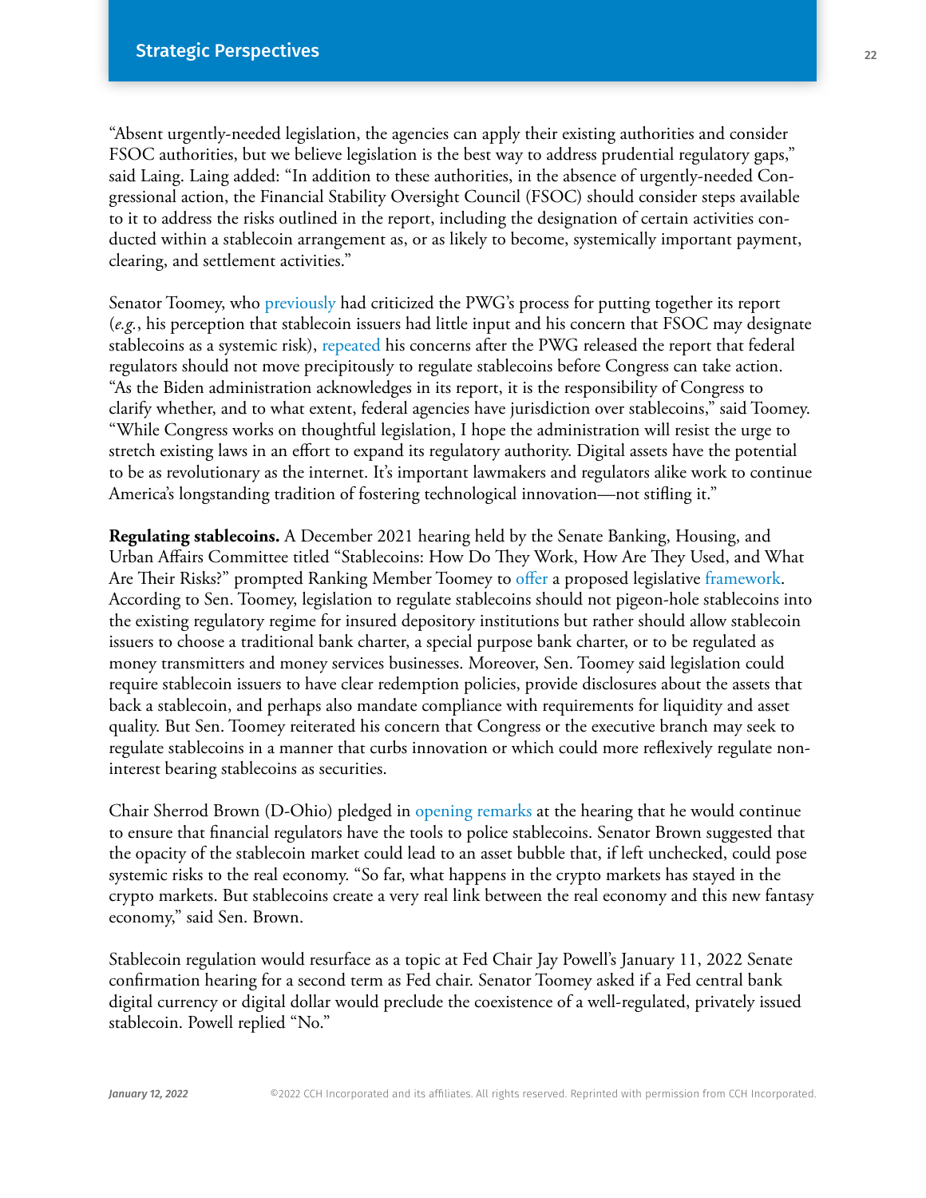"Absent urgently-needed legislation, the agencies can apply their existing authorities and consider FSOC authorities, but we believe legislation is the best way to address prudential regulatory gaps," said Laing. Laing added: "In addition to these authorities, in the absence of urgently-needed Congressional action, the Financial Stability Oversight Council (FSOC) should consider steps available to it to address the risks outlined in the report, including the designation of certain activities conducted within a stablecoin arrangement as, or as likely to become, systemically important payment, clearing, and settlement activities."

Senator Toomey, who previously had criticized the PWG's process for putting together its report (*e.g.*, his perception that stablecoin issuers had little input and his concern that FSOC may designate stablecoins as a systemic risk), repeated his concerns after the PWG released the report that federal regulators should not move precipitously to regulate stablecoins before Congress can take action. "As the Biden administration acknowledges in its report, it is the responsibility of Congress to clarify whether, and to what extent, federal agencies have jurisdiction over stablecoins," said Toomey. "While Congress works on thoughtful legislation, I hope the administration will resist the urge to stretch existing laws in an effort to expand its regulatory authority. Digital assets have the potential to be as revolutionary as the internet. It's important lawmakers and regulators alike work to continue America's longstanding tradition of fostering technological innovation—not stifling it."

**Regulating stablecoins.** A December 2021 hearing held by the Senate Banking, Housing, and Urban Affairs Committee titled "Stablecoins: How Do They Work, How Are They Used, and What Are Their Risks?" prompted Ranking Member Toomey to offer a proposed legislative framework. According to Sen. Toomey, legislation to regulate stablecoins should not pigeon-hole stablecoins into the existing regulatory regime for insured depository institutions but rather should allow stablecoin issuers to choose a traditional bank charter, a special purpose bank charter, or to be regulated as money transmitters and money services businesses. Moreover, Sen. Toomey said legislation could require stablecoin issuers to have clear redemption policies, provide disclosures about the assets that back a stablecoin, and perhaps also mandate compliance with requirements for liquidity and asset quality. But Sen. Toomey reiterated his concern that Congress or the executive branch may seek to regulate stablecoins in a manner that curbs innovation or which could more reflexively regulate non-interest bearing stablecoins as securities.

Chair Sherrod Brown (D-Ohio) pledged in opening remarks at the hearing that he would continue to ensure that financial regulators have the tools to police stablecoins. Senator Brown suggested that the opacity of the stablecoin market could lead to an asset bubble that, if left unchecked, could pose systemic risks to the real economy. "So far, what happens in the crypto markets has stayed in the crypto markets. But stablecoins create a very real link between the real economy and this new fantasy economy," said Sen. Brown.

Stablecoin regulation would resurface as a topic at Fed Chair Jay Powell's January 11, 2022 Senate confirmation hearing for a second term as Fed chair. Senator Toomey asked if a Fed central bank digital currency or digital dollar would preclude the coexistence of a well-regulated, privately issued stablecoin. Powell replied "No."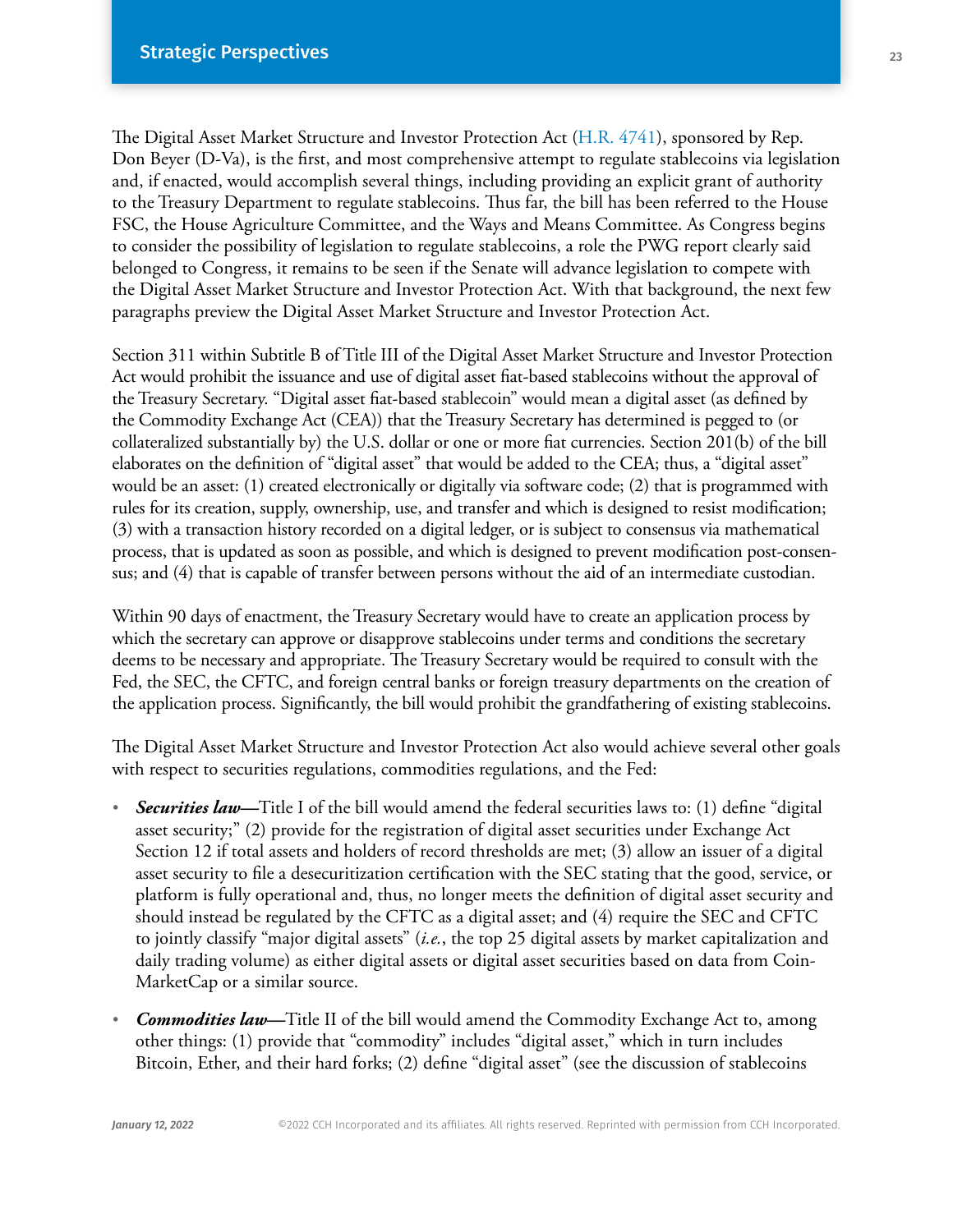The Digital Asset Market Structure and Investor Protection Act (H.R. 4741), sponsored by Rep. Don Beyer (D-Va), is the first, and most comprehensive attempt to regulate stablecoins via legislation and, if enacted, would accomplish several things, including providing an explicit grant of authority to the Treasury Department to regulate stablecoins. Thus far, the bill has been referred to the House FSC, the House Agriculture Committee, and the Ways and Means Committee. As Congress begins to consider the possibility of legislation to regulate stablecoins, a role the PWG report clearly said belonged to Congress, it remains to be seen if the Senate will advance legislation to compete with the Digital Asset Market Structure and Investor Protection Act. With that background, the next few paragraphs preview the Digital Asset Market Structure and Investor Protection Act.

Section 311 within Subtitle B of Title III of the Digital Asset Market Structure and Investor Protection Act would prohibit the issuance and use of digital asset fiat-based stablecoins without the approval of the Treasury Secretary. "Digital asset fiat-based stablecoin" would mean a digital asset (as defined by the Commodity Exchange Act (CEA)) that the Treasury Secretary has determined is pegged to (or collateralized substantially by) the U.S. dollar or one or more fiat currencies. Section 201(b) of the bill elaborates on the definition of "digital asset" that would be added to the CEA; thus, a "digital asset" would be an asset: (1) created electronically or digitally via software code; (2) that is programmed with rules for its creation, supply, ownership, use, and transfer and which is designed to resist modification; (3) with a transaction history recorded on a digital ledger, or is subject to consensus via mathematical process, that is updated as soon as possible, and which is designed to prevent modification post-consensus; and (4) that is capable of transfer between persons without the aid of an intermediate custodian.

Within 90 days of enactment, the Treasury Secretary would have to create an application process by which the secretary can approve or disapprove stablecoins under terms and conditions the secretary deems to be necessary and appropriate. The Treasury Secretary would be required to consult with the Fed, the SEC, the CFTC, and foreign central banks or foreign treasury departments on the creation of the application process. Significantly, the bill would prohibit the grandfathering of existing stablecoins.

The Digital Asset Market Structure and Investor Protection Act also would achieve several other goals with respect to securities regulations, commodities regulations, and the Fed:

- ***Securities law***—Title I of the bill would amend the federal securities laws to: (1) define "digital asset security;" (2) provide for the registration of digital asset securities under Exchange Act Section 12 if total assets and holders of record thresholds are met; (3) allow an issuer of a digital asset security to file a desecuritization certification with the SEC stating that the good, service, or platform is fully operational and, thus, no longer meets the definition of digital asset security and should instead be regulated by the CFTC as a digital asset; and (4) require the SEC and CFTC to jointly classify "major digital assets" (*i.e.*, the top 25 digital assets by market capitalization and daily trading volume) as either digital assets or digital asset securities based on data from CoinMarketCap or a similar source.
- ***Commodities law***—Title II of the bill would amend the Commodity Exchange Act to, among other things: (1) provide that "commodity" includes "digital asset," which in turn includes Bitcoin, Ether, and their hard forks; (2) define "digital asset" (see the discussion of stablecoins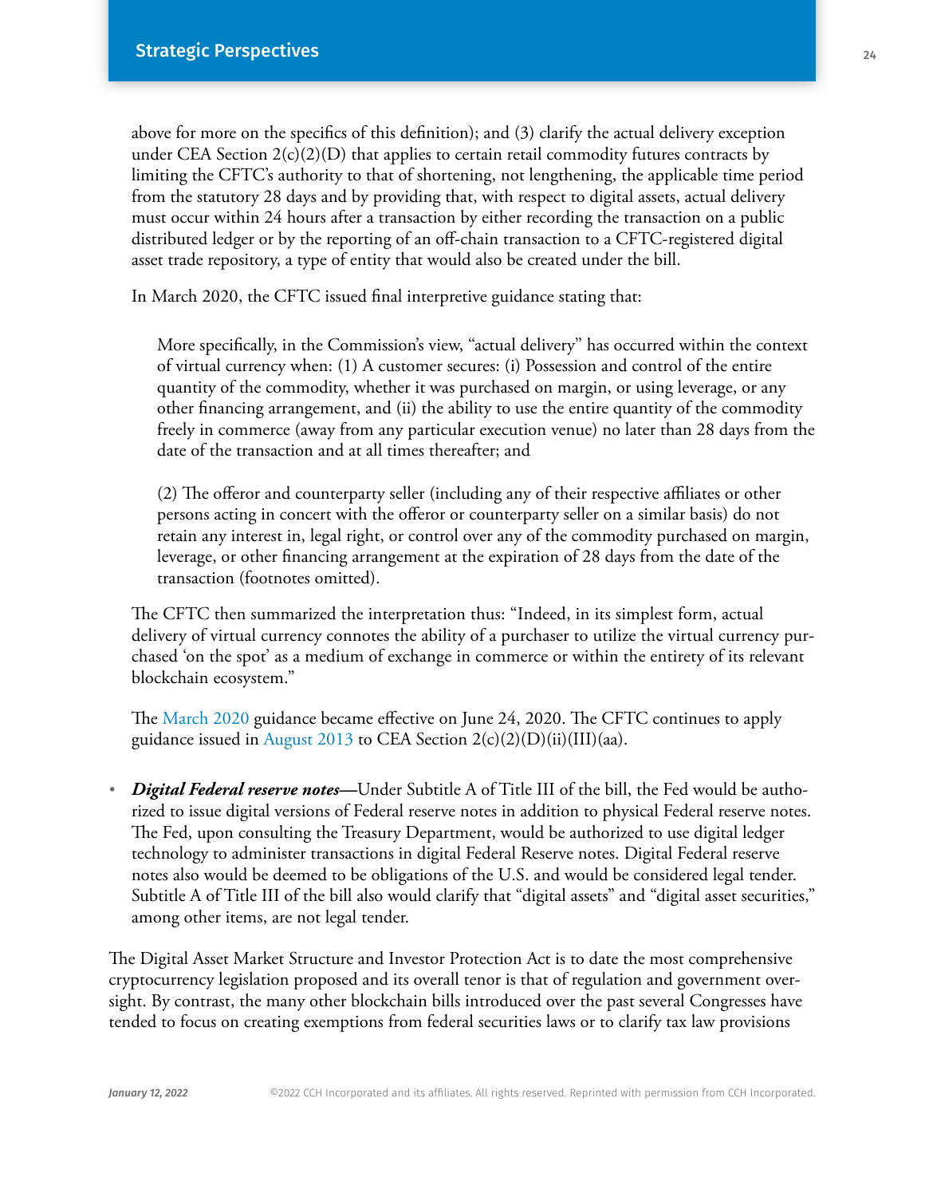above for more on the specifics of this definition); and (3) clarify the actual delivery exception under CEA Section 2(c)(2)(D) that applies to certain retail commodity futures contracts by limiting the CFTC's authority to that of shortening, not lengthening, the applicable time period from the statutory 28 days and by providing that, with respect to digital assets, actual delivery must occur within 24 hours after a transaction by either recording the transaction on a public distributed ledger or by the reporting of an off-chain transaction to a CFTC-registered digital asset trade repository, a type of entity that would also be created under the bill.

In March 2020, the CFTC issued final interpretive guidance stating that:

> More specifically, in the Commission's view, "actual delivery" has occurred within the context of virtual currency when: (1) A customer secures: (i) Possession and control of the entire quantity of the commodity, whether it was purchased on margin, or using leverage, or any other financing arrangement, and (ii) the ability to use the entire quantity of the commodity freely in commerce (away from any particular execution venue) no later than 28 days from the date of the transaction and at all times thereafter; and
>
> (2) The offeror and counterparty seller (including any of their respective affiliates or other persons acting in concert with the offeror or counterparty seller on a similar basis) do not retain any interest in, legal right, or control over any of the commodity purchased on margin, leverage, or other financing arrangement at the expiration of 28 days from the date of the transaction (footnotes omitted).

The CFTC then summarized the interpretation thus: "Indeed, in its simplest form, actual delivery of virtual currency connotes the ability of a purchaser to utilize the virtual currency purchased 'on the spot' as a medium of exchange in commerce or within the entirety of its relevant blockchain ecosystem."

The March 2020 guidance became effective on June 24, 2020. The CFTC continues to apply guidance issued in August 2013 to CEA Section 2(c)(2)(D)(ii)(III)(aa).

- ***Digital Federal reserve notes***—Under Subtitle A of Title III of the bill, the Fed would be authorized to issue digital versions of Federal reserve notes in addition to physical Federal reserve notes. The Fed, upon consulting the Treasury Department, would be authorized to use digital ledger technology to administer transactions in digital Federal Reserve notes. Digital Federal reserve notes also would be deemed to be obligations of the U.S. and would be considered legal tender. Subtitle A of Title III of the bill also would clarify that "digital assets" and "digital asset securities," among other items, are not legal tender.

The Digital Asset Market Structure and Investor Protection Act is to date the most comprehensive cryptocurrency legislation proposed and its overall tenor is that of regulation and government oversight. By contrast, the many other blockchain bills introduced over the past several Congresses have tended to focus on creating exemptions from federal securities laws or to clarify tax law provisions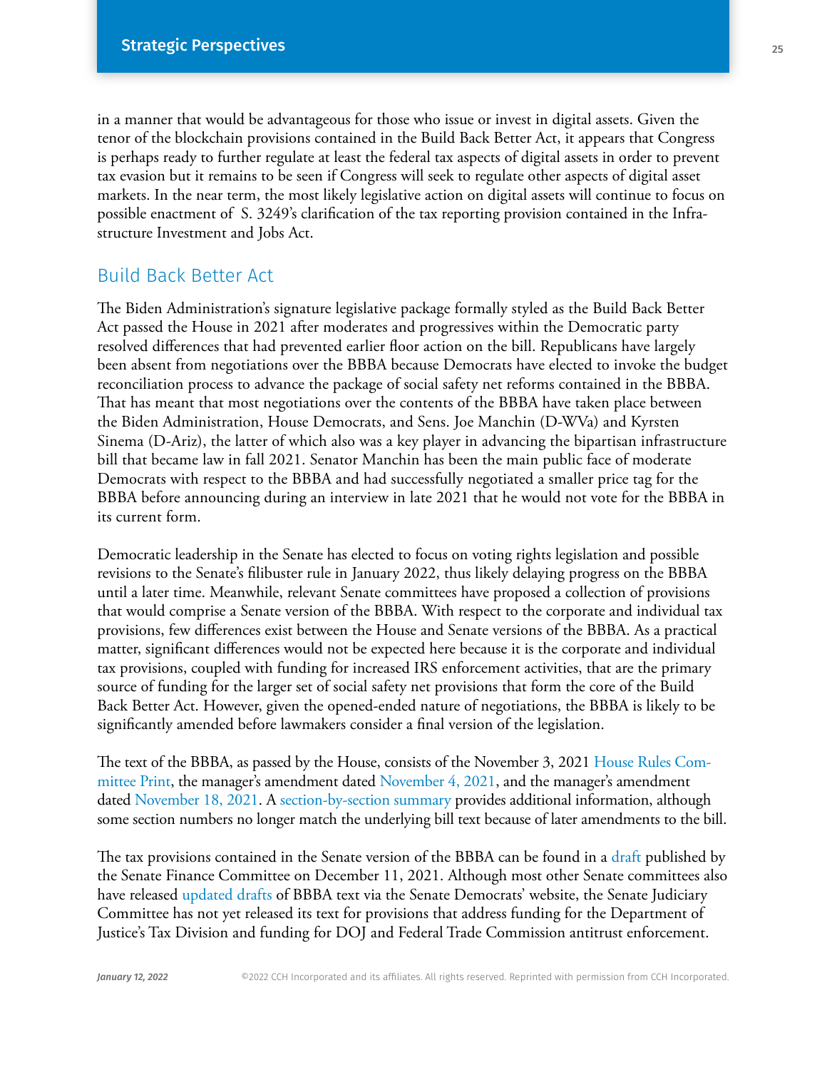in a manner that would be advantageous for those who issue or invest in digital assets. Given the tenor of the blockchain provisions contained in the Build Back Better Act, it appears that Congress is perhaps ready to further regulate at least the federal tax aspects of digital assets in order to prevent tax evasion but it remains to be seen if Congress will seek to regulate other aspects of digital asset markets. In the near term, the most likely legislative action on digital assets will continue to focus on possible enactment of S. 3249's clarification of the tax reporting provision contained in the Infrastructure Investment and Jobs Act.

## Build Back Better Act

The Biden Administration's signature legislative package formally styled as the Build Back Better Act passed the House in 2021 after moderates and progressives within the Democratic party resolved differences that had prevented earlier floor action on the bill. Republicans have largely been absent from negotiations over the BBBA because Democrats have elected to invoke the budget reconciliation process to advance the package of social safety net reforms contained in the BBBA. That has meant that most negotiations over the contents of the BBBA have taken place between the Biden Administration, House Democrats, and Sens. Joe Manchin (D-WVa) and Kyrsten Sinema (D-Ariz), the latter of which also was a key player in advancing the bipartisan infrastructure bill that became law in fall 2021. Senator Manchin has been the main public face of moderate Democrats with respect to the BBBA and had successfully negotiated a smaller price tag for the BBBA before announcing during an interview in late 2021 that he would not vote for the BBBA in its current form.

Democratic leadership in the Senate has elected to focus on voting rights legislation and possible revisions to the Senate's filibuster rule in January 2022, thus likely delaying progress on the BBBA until a later time. Meanwhile, relevant Senate committees have proposed a collection of provisions that would comprise a Senate version of the BBBA. With respect to the corporate and individual tax provisions, few differences exist between the House and Senate versions of the BBBA. As a practical matter, significant differences would not be expected here because it is the corporate and individual tax provisions, coupled with funding for increased IRS enforcement activities, that are the primary source of funding for the larger set of social safety net provisions that form the core of the Build Back Better Act. However, given the opened-ended nature of negotiations, the BBBA is likely to be significantly amended before lawmakers consider a final version of the legislation.

The text of the BBBA, as passed by the House, consists of the November 3, 2021 House Rules Committee Print, the manager's amendment dated November 4, 2021, and the manager's amendment dated November 18, 2021. A section-by-section summary provides additional information, although some section numbers no longer match the underlying bill text because of later amendments to the bill.

The tax provisions contained in the Senate version of the BBBA can be found in a draft published by the Senate Finance Committee on December 11, 2021. Although most other Senate committees also have released updated drafts of BBBA text via the Senate Democrats' website, the Senate Judiciary Committee has not yet released its text for provisions that address funding for the Department of Justice's Tax Division and funding for DOJ and Federal Trade Commission antitrust enforcement.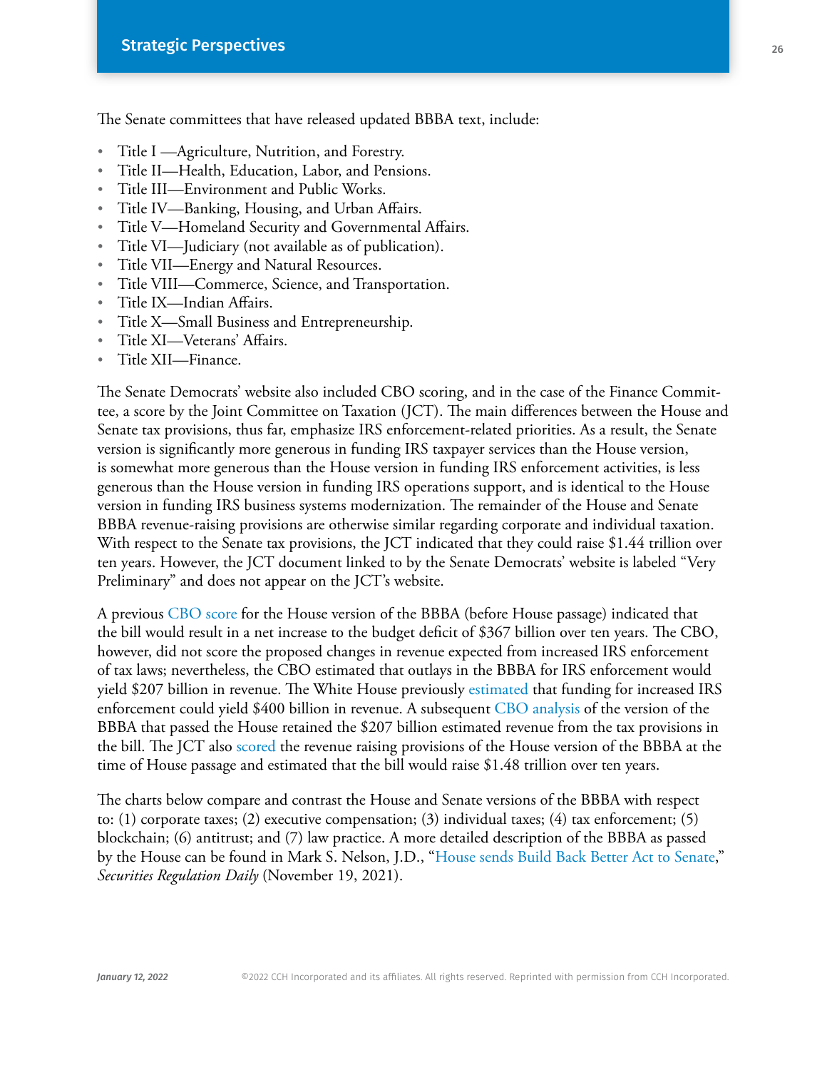The Senate committees that have released updated BBBA text, include:

- Title I —Agriculture, Nutrition, and Forestry.
- Title II—Health, Education, Labor, and Pensions.
- Title III—Environment and Public Works.
- Title IV—Banking, Housing, and Urban Affairs.
- Title V—Homeland Security and Governmental Affairs.
- Title VI—Judiciary (not available as of publication).
- Title VII—Energy and Natural Resources.
- Title VIII—Commerce, Science, and Transportation.
- Title IX—Indian Affairs.
- Title X—Small Business and Entrepreneurship.
- Title XI—Veterans' Affairs.
- Title XII—Finance.

The Senate Democrats' website also included CBO scoring, and in the case of the Finance Committee, a score by the Joint Committee on Taxation (JCT). The main differences between the House and Senate tax provisions, thus far, emphasize IRS enforcement-related priorities. As a result, the Senate version is significantly more generous in funding IRS taxpayer services than the House version, is somewhat more generous than the House version in funding IRS enforcement activities, is less generous than the House version in funding IRS operations support, and is identical to the House version in funding IRS business systems modernization. The remainder of the House and Senate BBBA revenue-raising provisions are otherwise similar regarding corporate and individual taxation. With respect to the Senate tax provisions, the JCT indicated that they could raise $1.44 trillion over ten years. However, the JCT document linked to by the Senate Democrats' website is labeled "Very Preliminary" and does not appear on the JCT's website.

A previous CBO score for the House version of the BBBA (before House passage) indicated that the bill would result in a net increase to the budget deficit of $367 billion over ten years. The CBO, however, did not score the proposed changes in revenue expected from increased IRS enforcement of tax laws; nevertheless, the CBO estimated that outlays in the BBBA for IRS enforcement would yield $207 billion in revenue. The White House previously estimated that funding for increased IRS enforcement could yield $400 billion in revenue. A subsequent CBO analysis of the version of the BBBA that passed the House retained the $207 billion estimated revenue from the tax provisions in the bill. The JCT also scored the revenue raising provisions of the House version of the BBBA at the time of House passage and estimated that the bill would raise $1.48 trillion over ten years.

The charts below compare and contrast the House and Senate versions of the BBBA with respect to: (1) corporate taxes; (2) executive compensation; (3) individual taxes; (4) tax enforcement; (5) blockchain; (6) antitrust; and (7) law practice. A more detailed description of the BBBA as passed by the House can be found in Mark S. Nelson, J.D., "House sends Build Back Better Act to Senate," *Securities Regulation Daily* (November 19, 2021).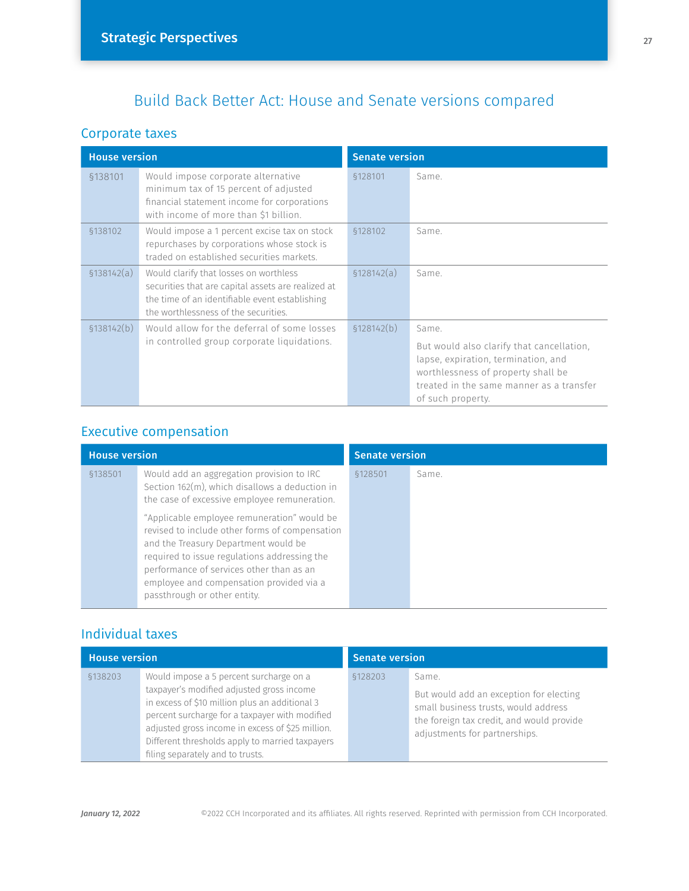# Build Back Better Act: House and Senate versions compared

## Corporate taxes

| House version | | Senate version | |
|---|---|---|---|
| §138101 | Would impose corporate alternative minimum tax of 15 percent of adjusted financial statement income for corporations with income of more than $1 billion. | §128101 | Same. |
| §138102 | Would impose a 1 percent excise tax on stock repurchases by corporations whose stock is traded on established securities markets. | §128102 | Same. |
| §138142(a) | Would clarify that losses on worthless securities that are capital assets are realized at the time of an identifiable event establishing the worthlessness of the securities. | §128142(a) | Same. |
| §138142(b) | Would allow for the deferral of some losses in controlled group corporate liquidations. | §128142(b) | Same. But would also clarify that cancellation, lapse, expiration, termination, and worthlessness of property shall be treated in the same manner as a transfer of such property. |

## Executive compensation

| House version | | Senate version | |
|---|---|---|---|
| §138501 | Would add an aggregation provision to IRC Section 162(m), which disallows a deduction in the case of excessive employee remuneration. "Applicable employee remuneration" would be revised to include other forms of compensation and the Treasury Department would be required to issue regulations addressing the performance of services other than as an employee and compensation provided via a passthrough or other entity. | §128501 | Same. |

## Individual taxes

| House version | | Senate version | |
|---|---|---|---|
| §138203 | Would impose a 5 percent surcharge on a taxpayer's modified adjusted gross income in excess of $10 million plus an additional 3 percent surcharge for a taxpayer with modified adjusted gross income in excess of $25 million. Different thresholds apply to married taxpayers filing separately and to trusts. | §128203 | Same. But would add an exception for electing small business trusts, would address the foreign tax credit, and would provide adjustments for partnerships. |

*January 12, 2022*

©2022 CCH Incorporated and its affiliates. All rights reserved. Reprinted with permission from CCH Incorporated.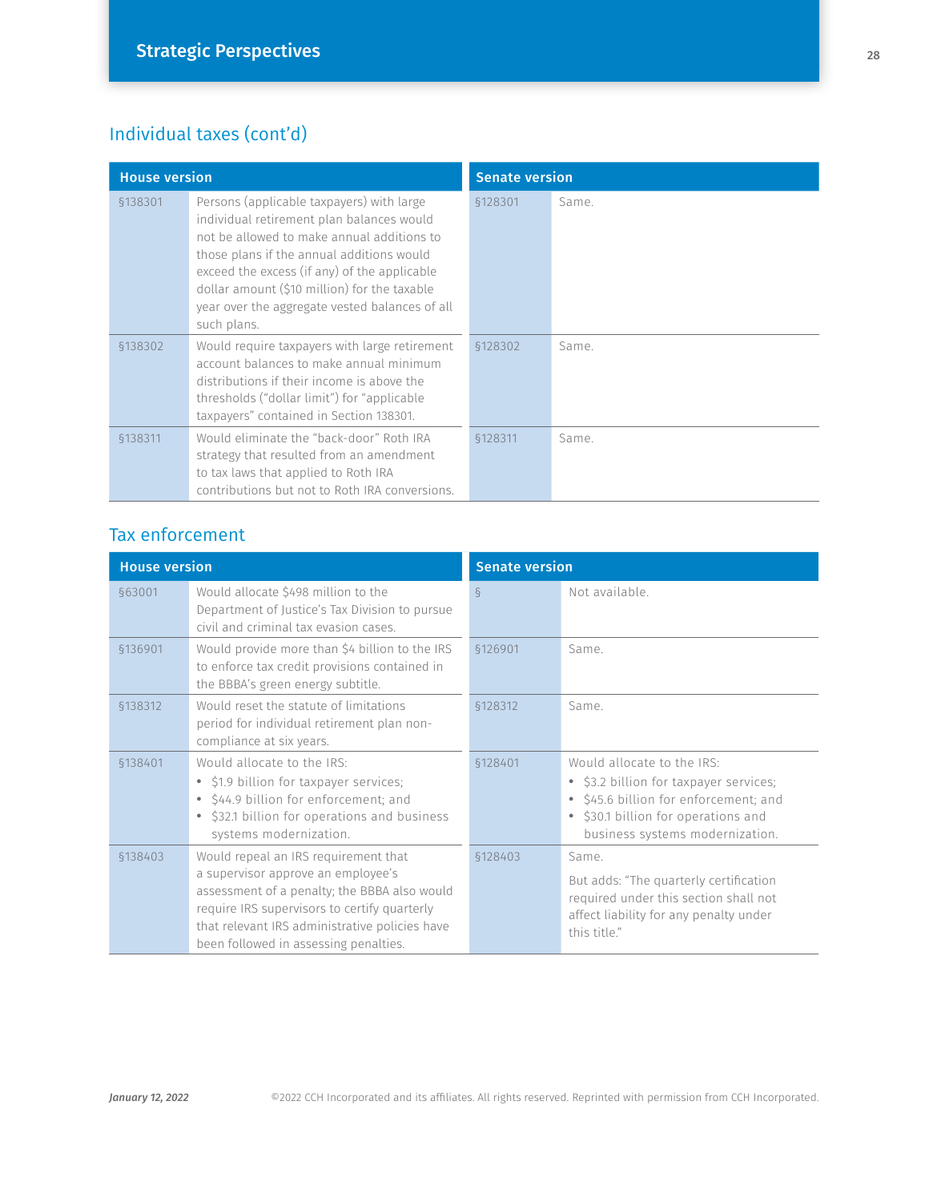## Individual taxes (cont'd)

| House version | | Senate version | |
|---|---|---|---|
| §138301 | Persons (applicable taxpayers) with large individual retirement plan balances would not be allowed to make annual additions to those plans if the annual additions would exceed the excess (if any) of the applicable dollar amount ($10 million) for the taxable year over the aggregate vested balances of all such plans. | §128301 | Same. |
| §138302 | Would require taxpayers with large retirement account balances to make annual minimum distributions if their income is above the thresholds ("dollar limit") for "applicable taxpayers" contained in Section 138301. | §128302 | Same. |
| §138311 | Would eliminate the "back-door" Roth IRA strategy that resulted from an amendment to tax laws that applied to Roth IRA contributions but not to Roth IRA conversions. | §128311 | Same. |

## Tax enforcement

| House version | | Senate version | |
|---|---|---|---|
| §63001 | Would allocate $498 million to the Department of Justice's Tax Division to pursue civil and criminal tax evasion cases. | § | Not available. |
| §136901 | Would provide more than $4 billion to the IRS to enforce tax credit provisions contained in the BBBA's green energy subtitle. | §126901 | Same. |
| §138312 | Would reset the statute of limitations period for individual retirement plan non-compliance at six years. | §128312 | Same. |
| §138401 | Would allocate to the IRS:<br>• $1.9 billion for taxpayer services;<br>• $44.9 billion for enforcement; and<br>• $32.1 billion for operations and business systems modernization. | §128401 | Would allocate to the IRS:<br>• $3.2 billion for taxpayer services;<br>• $45.6 billion for enforcement; and<br>• $30.1 billion for operations and business systems modernization. |
| §138403 | Would repeal an IRS requirement that a supervisor approve an employee's assessment of a penalty; the BBBA also would require IRS supervisors to certify quarterly that relevant IRS administrative policies have been followed in assessing penalties. | §128403 | Same.<br>But adds: "The quarterly certification required under this section shall not affect liability for any penalty under this title." |

*January 12, 2022* ©2022 CCH Incorporated and its affiliates. All rights reserved. Reprinted with permission from CCH Incorporated.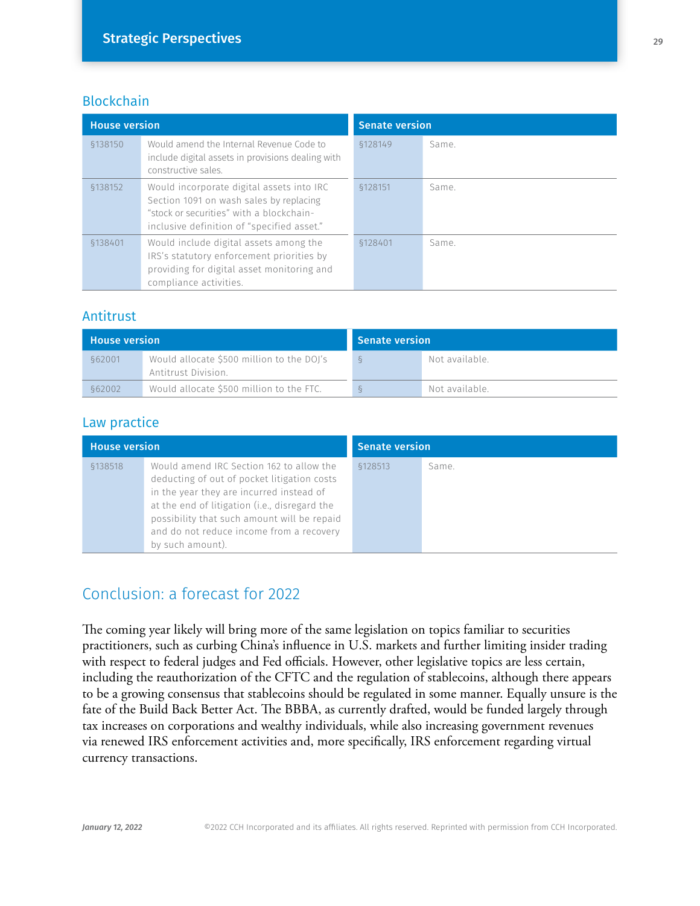## Blockchain

| House version | | Senate version | |
|---|---|---|---|
| §138150 | Would amend the Internal Revenue Code to include digital assets in provisions dealing with constructive sales. | §128149 | Same. |
| §138152 | Would incorporate digital assets into IRC Section 1091 on wash sales by replacing "stock or securities" with a blockchain-inclusive definition of "specified asset." | §128151 | Same. |
| §138401 | Would include digital assets among the IRS's statutory enforcement priorities by providing for digital asset monitoring and compliance activities. | §128401 | Same. |

## Antitrust

| House version | | Senate version | |
|---|---|---|---|
| §62001 | Would allocate $500 million to the DOJ's Antitrust Division. | § | Not available. |
| §62002 | Would allocate $500 million to the FTC. | § | Not available. |

## Law practice

| House version | | Senate version | |
|---|---|---|---|
| §138518 | Would amend IRC Section 162 to allow the deducting of out of pocket litigation costs in the year they are incurred instead of at the end of litigation (i.e., disregard the possibility that such amount will be repaid and do not reduce income from a recovery by such amount). | §128513 | Same. |

## Conclusion: a forecast for 2022

The coming year likely will bring more of the same legislation on topics familiar to securities practitioners, such as curbing China's influence in U.S. markets and further limiting insider trading with respect to federal judges and Fed officials. However, other legislative topics are less certain, including the reauthorization of the CFTC and the regulation of stablecoins, although there appears to be a growing consensus that stablecoins should be regulated in some manner. Equally unsure is the fate of the Build Back Better Act. The BBBA, as currently drafted, would be funded largely through tax increases on corporations and wealthy individuals, while also increasing government revenues via renewed IRS enforcement activities and, more specifically, IRS enforcement regarding virtual currency transactions.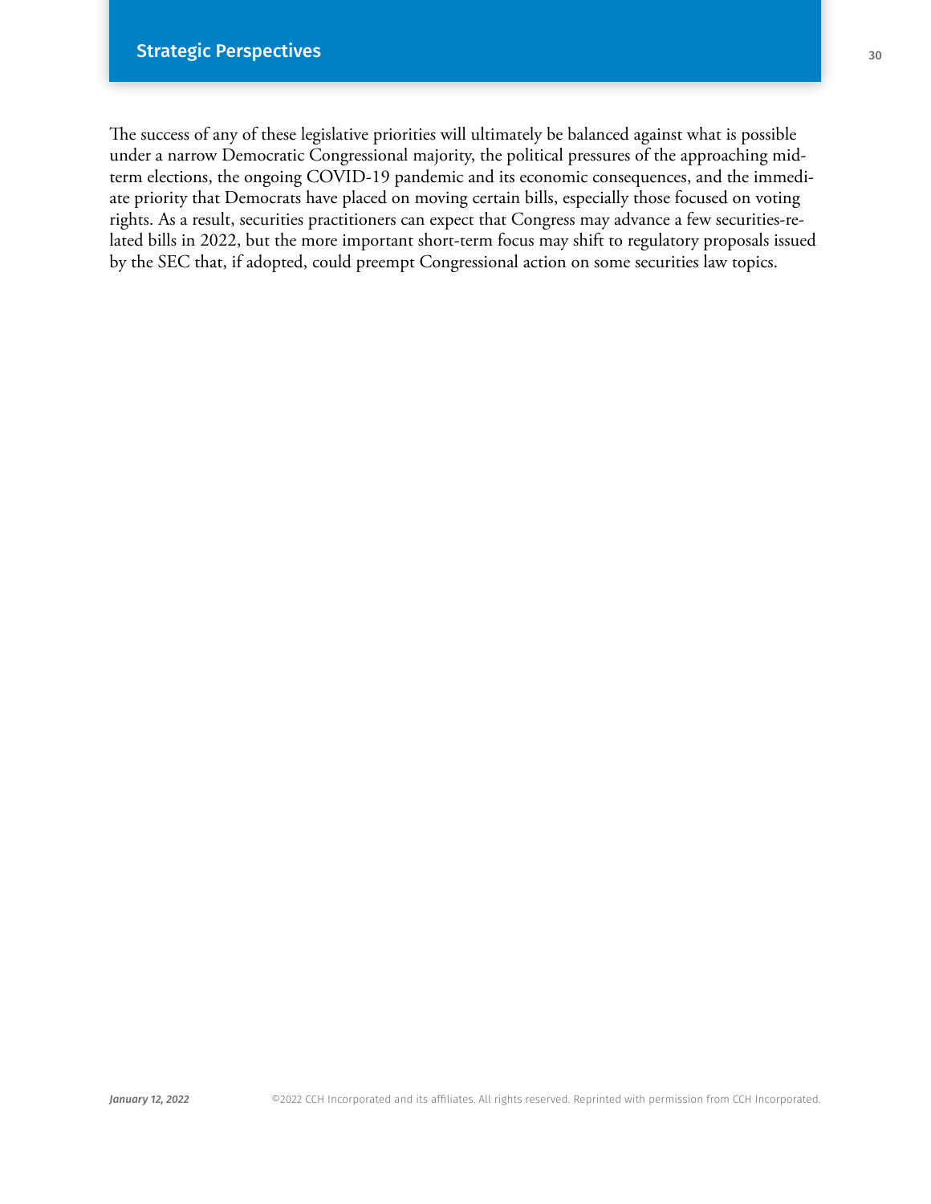The success of any of these legislative priorities will ultimately be balanced against what is possible under a narrow Democratic Congressional majority, the political pressures of the approaching midterm elections, the ongoing COVID-19 pandemic and its economic consequences, and the immediate priority that Democrats have placed on moving certain bills, especially those focused on voting rights. As a result, securities practitioners can expect that Congress may advance a few securities-related bills in 2022, but the more important short-term focus may shift to regulatory proposals issued by the SEC that, if adopted, could preempt Congressional action on some securities law topics.